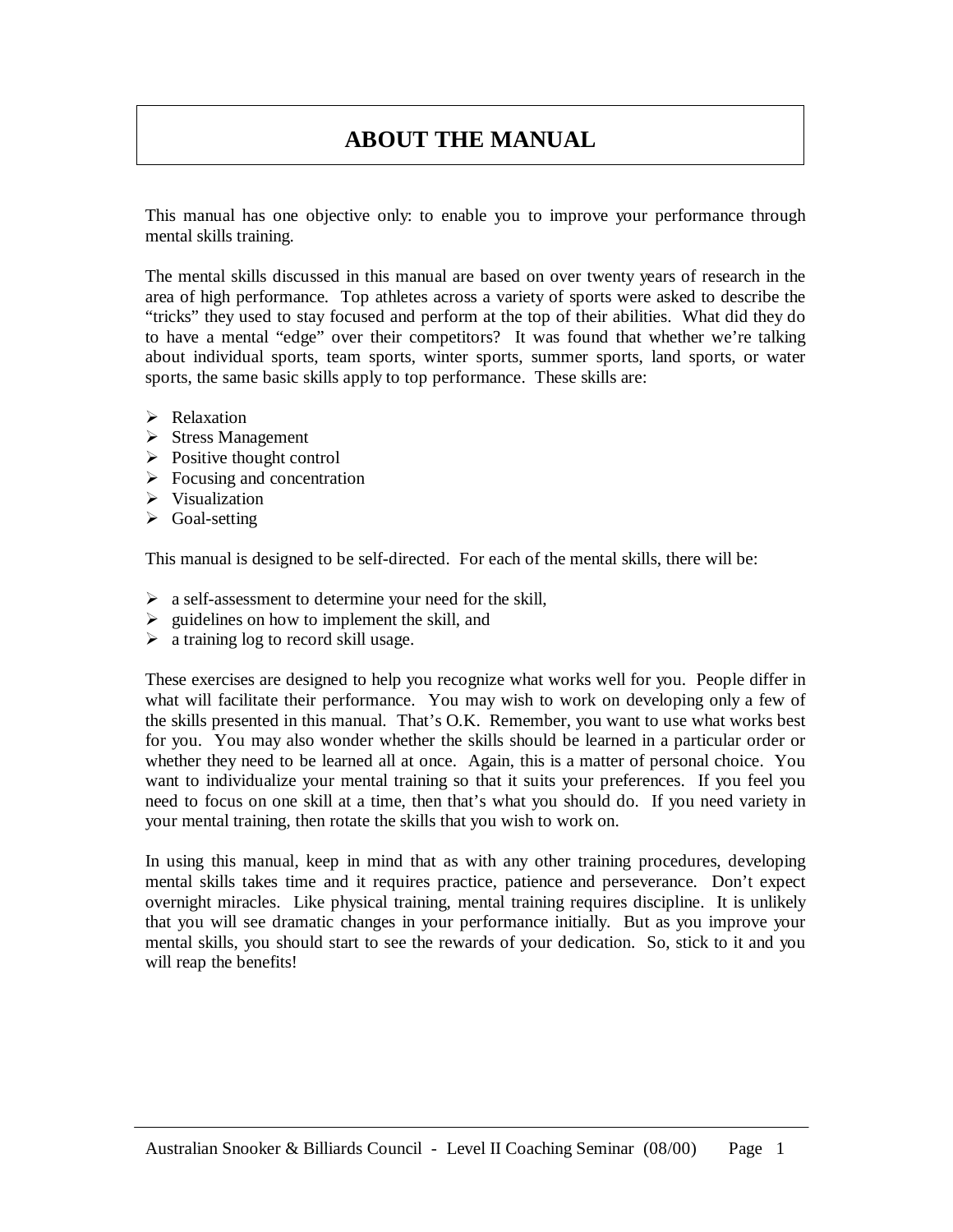# ABOUT THE MANUAL

This manual has one objective only: to enable you to improve your performance through mental skills training.

The mental skills discussed in this manual are based on over twenty years of research in the area of high performance. Top athletes across a variety of sports were asked to describe the "tricks" they used to stay focused and perform at the top of their abilities. What did they do to have a mental "edge" over their competitors? It was found that whether we're talking about individual sports, team sports, winter sports, summer sports, land sports, or water sports, the same basic skills apply to top performance. These skills are:

- Relaxation
- Stress Management
- Positive thought control
- Focusing and concentration
- Visualization
- Goal-setting

This manual is designed to be self-directed. For each of the mental skills, there will be:

- a self-assessment to determine your need for the skill,
- guidelines on how to implement the skill, and
- a training log to record skill usage.

These exercises are designed to help you recognize what works well for you. People differ in what will facilitate their performance. You may wish to work on developing only a few of the skills presented in this manual. That's O.K. Remember, you want to use what works best for you. You may also wonder whether the skills should be learned in a particular order or whether they need to be learned all at once. Again, this is a matter of personal choice. You want to individualize your mental training so that it suits your preferences. If you feel you need to focus on one skill at a time, then that's what you should do. If you need variety in your mental training, then rotate the skills that you wish to work on.

In using this manual, keep in mind that as with any other training procedures, developing mental skills takes time and it requires practice, patience and perseverance. Don't expect overnight miracles. Like physical training, mental training requires discipline. It is unlikely that you will see dramatic changes in your performance initially. But as you improve your mental skills, you should start to see the rewards of your dedication. So, stick to it and you will reap the benefits!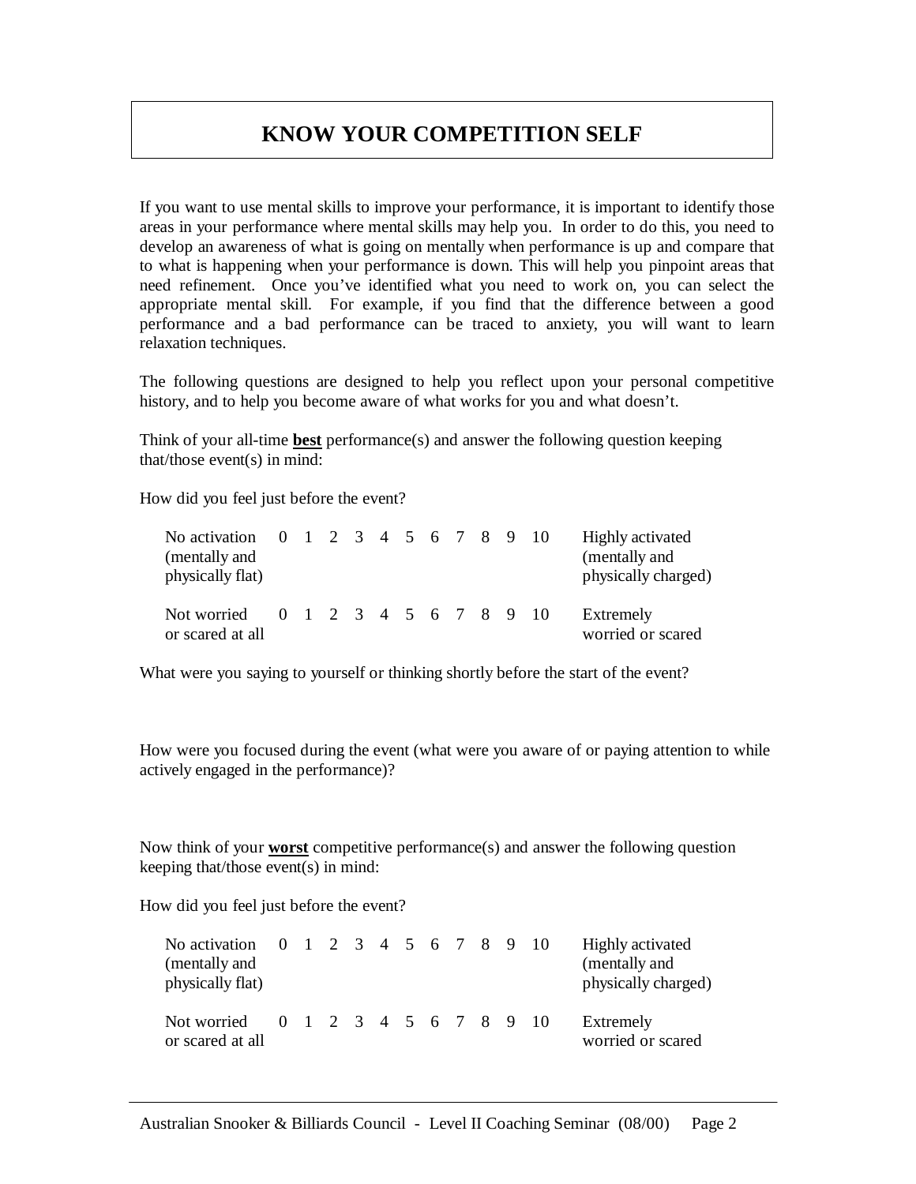# KNOW YOUR COMPETITION SELF

If you want to use mental skills to improve your performance, it is important to identify those areas in your performance where mental skills may help you. In order to do this, you need to develop an awareness of what is going on mentally when performance is up and compare that to what is happening when your performance is down. This will help you pinpoint areas that need refinement. Once you've identified what you need to work on, you can select the appropriate mental skill. For example, if you find that the difference between a good performance and a bad performance can be traced to anxiety, you will want to learn relaxation techniques.

The following questions are designed to help you reflect upon your personal competitive history, and to help you become aware of what works for you and what doesn't.

Think of your all-time **best** performance(s) and answer the following question keeping that/those event(s) in mind:

How did you feel just before the event?

| | | | | | | | | | | | | |
|---|---|---|---|---|---|---|---|---|---|---|---|---|
| No activation (mentally and physically flat) | 0 | 1 | 2 | 3 | 4 | 5 | 6 | 7 | 8 | 9 | 10 | Highly activated (mentally and physically charged) |
| Not worried or scared at all | 0 | 1 | 2 | 3 | 4 | 5 | 6 | 7 | 8 | 9 | 10 | Extremely worried or scared |

What were you saying to yourself or thinking shortly before the start of the event?

How were you focused during the event (what were you aware of or paying attention to while actively engaged in the performance)?

Now think of your **worst** competitive performance(s) and answer the following question keeping that/those event(s) in mind:

How did you feel just before the event?

| | | | | | | | | | | | | |
|---|---|---|---|---|---|---|---|---|---|---|---|---|
| No activation (mentally and physically flat) | 0 | 1 | 2 | 3 | 4 | 5 | 6 | 7 | 8 | 9 | 10 | Highly activated (mentally and physically charged) |
| Not worried or scared at all | 0 | 1 | 2 | 3 | 4 | 5 | 6 | 7 | 8 | 9 | 10 | Extremely worried or scared |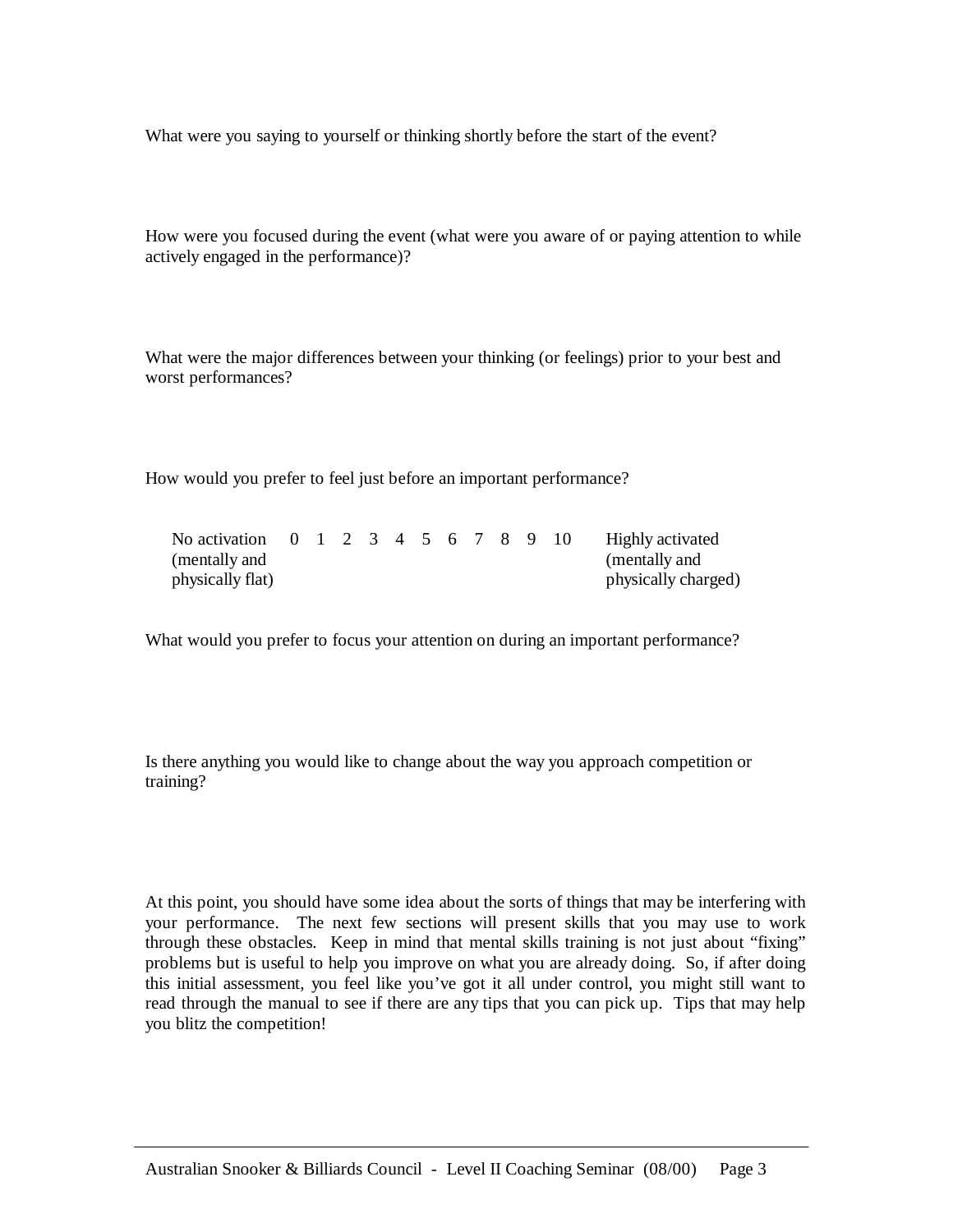What were you saying to yourself or thinking shortly before the start of the event?

How were you focused during the event (what were you aware of or paying attention to while actively engaged in the performance)?

What were the major differences between your thinking (or feelings) prior to your best and worst performances?

How would you prefer to feel just before an important performance?

| | | | | | | | | | | | | |
|---|---|---|---|---|---|---|---|---|---|---|---|---|
| No activation (mentally and physically flat) | 0 | 1 | 2 | 3 | 4 | 5 | 6 | 7 | 8 | 9 | 10 | Highly activated (mentally and physically charged) |

What would you prefer to focus your attention on during an important performance?

Is there anything you would like to change about the way you approach competition or training?

At this point, you should have some idea about the sorts of things that may be interfering with your performance. The next few sections will present skills that you may use to work through these obstacles. Keep in mind that mental skills training is not just about "fixing" problems but is useful to help you improve on what you are already doing. So, if after doing this initial assessment, you feel like you've got it all under control, you might still want to read through the manual to see if there are any tips that you can pick up. Tips that may help you blitz the competition!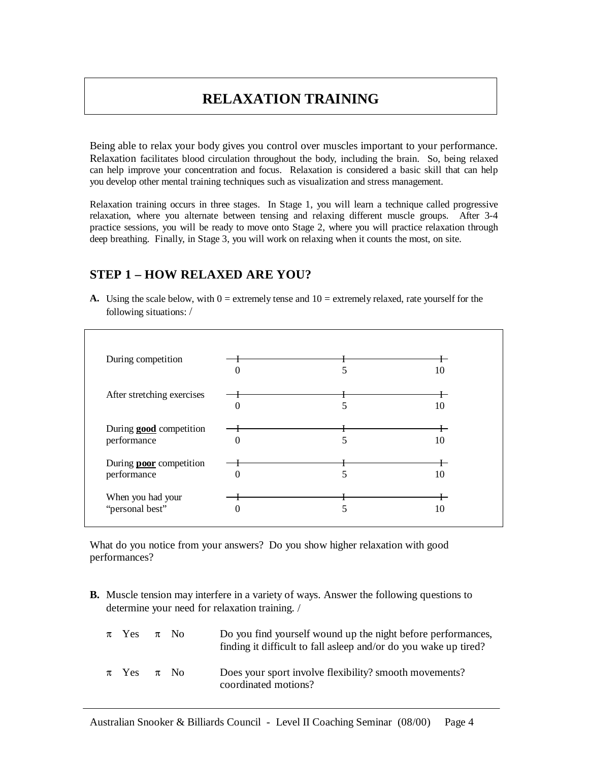# RELAXATION TRAINING

Being able to relax your body gives you control over muscles important to your performance. Relaxation facilitates blood circulation throughout the body, including the brain. So, being relaxed can help improve your concentration and focus. Relaxation is considered a basic skill that can help you develop other mental training techniques such as visualization and stress management.

Relaxation training occurs in three stages. In Stage 1, you will learn a technique called progressive relaxation, where you alternate between tensing and relaxing different muscle groups. After 3-4 practice sessions, you will be ready to move onto Stage 2, where you will practice relaxation through deep breathing. Finally, in Stage 3, you will work on relaxing when it counts the most, on site.

## STEP 1 – HOW RELAXED ARE YOU?

**A.** Using the scale below, with 0 = extremely tense and 10 = extremely relaxed, rate yourself for the following situations: /

| | | | |
|---|---|---|---|
| During competition | 0 | 5 | 10 |
| After stretching exercises | 0 | 5 | 10 |
| During **good** competition performance | 0 | 5 | 10 |
| During **poor** competition performance | 0 | 5 | 10 |
| When you had your "personal best" | 0 | 5 | 10 |

What do you notice from your answers? Do you show higher relaxation with good performances?

**B.** Muscle tension may interfere in a variety of ways. Answer the following questions to determine your need for relaxation training. /

π Yes π No — Do you find yourself wound up the night before performances, finding it difficult to fall asleep and/or do you wake up tired?

π Yes π No — Does your sport involve flexibility? smooth movements? coordinated motions?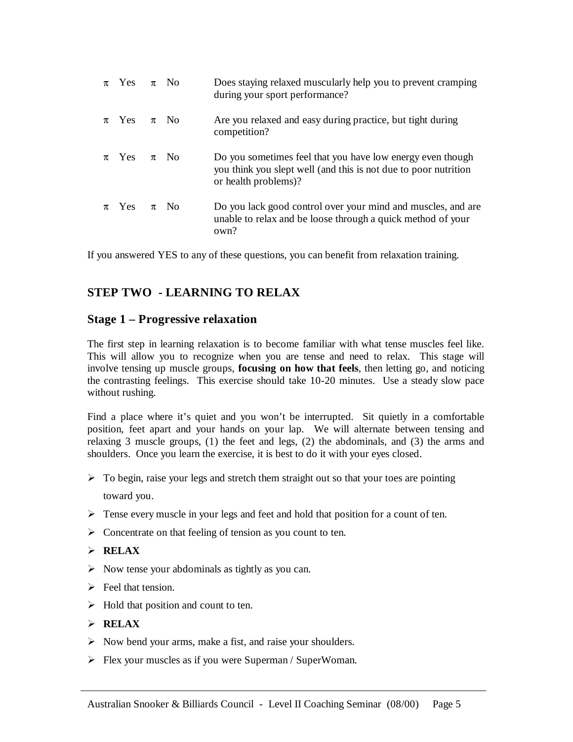π Yes π No Does staying relaxed muscularly help you to prevent cramping during your sport performance?

π Yes π No Are you relaxed and easy during practice, but tight during competition?

π Yes π No Do you sometimes feel that you have low energy even though you think you slept well (and this is not due to poor nutrition or health problems)?

π Yes π No Do you lack good control over your mind and muscles, and are unable to relax and be loose through a quick method of your own?

If you answered YES to any of these questions, you can benefit from relaxation training.

## STEP TWO - LEARNING TO RELAX

### Stage 1 – Progressive relaxation

The first step in learning relaxation is to become familiar with what tense muscles feel like. This will allow you to recognize when you are tense and need to relax. This stage will involve tensing up muscle groups, **focusing on how that feels**, then letting go, and noticing the contrasting feelings. This exercise should take 10-20 minutes. Use a steady slow pace without rushing.

Find a place where it's quiet and you won't be interrupted. Sit quietly in a comfortable position, feet apart and your hands on your lap. We will alternate between tensing and relaxing 3 muscle groups, (1) the feet and legs, (2) the abdominals, and (3) the arms and shoulders. Once you learn the exercise, it is best to do it with your eyes closed.

- To begin, raise your legs and stretch them straight out so that your toes are pointing toward you.
- Tense every muscle in your legs and feet and hold that position for a count of ten.
- Concentrate on that feeling of tension as you count to ten.
- **RELAX**
- Now tense your abdominals as tightly as you can.
- Feel that tension.
- Hold that position and count to ten.
- **RELAX**
- Now bend your arms, make a fist, and raise your shoulders.
- Flex your muscles as if you were Superman / SuperWoman.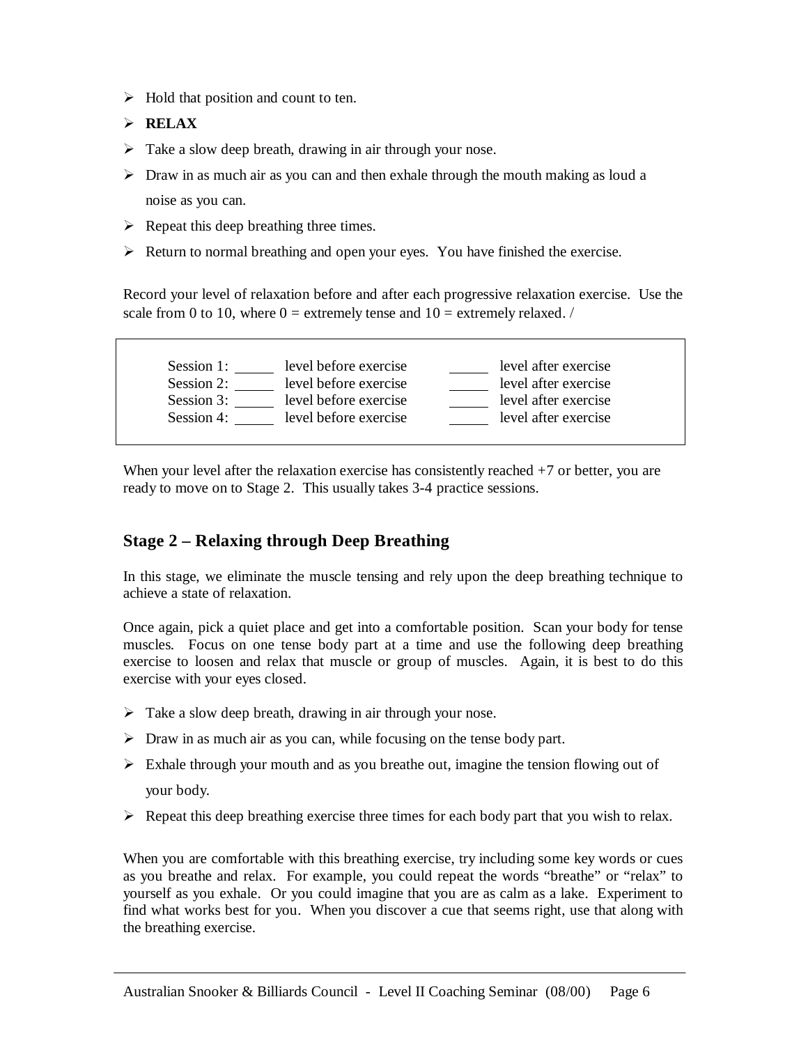- Hold that position and count to ten.
- **RELAX**
- Take a slow deep breath, drawing in air through your nose.
- Draw in as much air as you can and then exhale through the mouth making as loud a noise as you can.
- Repeat this deep breathing three times.
- Return to normal breathing and open your eyes. You have finished the exercise.

Record your level of relaxation before and after each progressive relaxation exercise. Use the scale from 0 to 10, where 0 = extremely tense and 10 = extremely relaxed. /

| | | | | |
|---|---|---|---|---|
| Session 1: | _____ | level before exercise | _____ | level after exercise |
| Session 2: | _____ | level before exercise | _____ | level after exercise |
| Session 3: | _____ | level before exercise | _____ | level after exercise |
| Session 4: | _____ | level before exercise | _____ | level after exercise |

When your level after the relaxation exercise has consistently reached +7 or better, you are ready to move on to Stage 2. This usually takes 3-4 practice sessions.

## Stage 2 – Relaxing through Deep Breathing

In this stage, we eliminate the muscle tensing and rely upon the deep breathing technique to achieve a state of relaxation.

Once again, pick a quiet place and get into a comfortable position. Scan your body for tense muscles. Focus on one tense body part at a time and use the following deep breathing exercise to loosen and relax that muscle or group of muscles. Again, it is best to do this exercise with your eyes closed.

- Take a slow deep breath, drawing in air through your nose.
- Draw in as much air as you can, while focusing on the tense body part.
- Exhale through your mouth and as you breathe out, imagine the tension flowing out of your body.
- Repeat this deep breathing exercise three times for each body part that you wish to relax.

When you are comfortable with this breathing exercise, try including some key words or cues as you breathe and relax. For example, you could repeat the words "breathe" or "relax" to yourself as you exhale. Or you could imagine that you are as calm as a lake. Experiment to find what works best for you. When you discover a cue that seems right, use that along with the breathing exercise.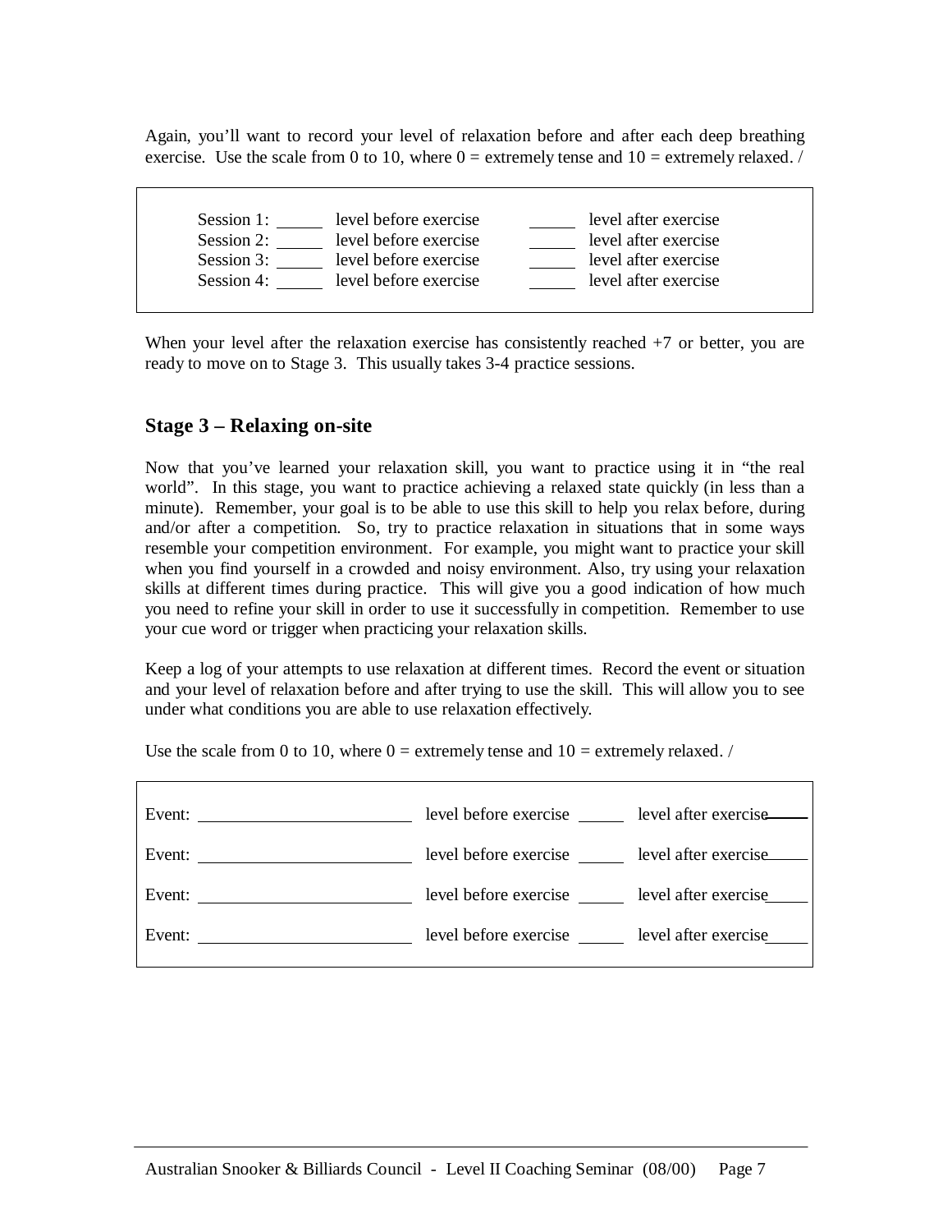Again, you'll want to record your level of relaxation before and after each deep breathing exercise. Use the scale from 0 to 10, where 0 = extremely tense and 10 = extremely relaxed. /

| | | | |
|---|---|---|---|
| Session 1: _____ | level before exercise | _____ | level after exercise |
| Session 2: _____ | level before exercise | _____ | level after exercise |
| Session 3: _____ | level before exercise | _____ | level after exercise |
| Session 4: _____ | level before exercise | _____ | level after exercise |

When your level after the relaxation exercise has consistently reached +7 or better, you are ready to move on to Stage 3. This usually takes 3-4 practice sessions.

## Stage 3 – Relaxing on-site

Now that you've learned your relaxation skill, you want to practice using it in "the real world". In this stage, you want to practice achieving a relaxed state quickly (in less than a minute). Remember, your goal is to be able to use this skill to help you relax before, during and/or after a competition. So, try to practice relaxation in situations that in some ways resemble your competition environment. For example, you might want to practice your skill when you find yourself in a crowded and noisy environment. Also, try using your relaxation skills at different times during practice. This will give you a good indication of how much you need to refine your skill in order to use it successfully in competition. Remember to use your cue word or trigger when practicing your relaxation skills.

Keep a log of your attempts to use relaxation at different times. Record the event or situation and your level of relaxation before and after trying to use the skill. This will allow you to see under what conditions you are able to use relaxation effectively.

Use the scale from 0 to 10, where 0 = extremely tense and 10 = extremely relaxed. /

| | | |
|---|---|---|
| Event: ____________________ | level before exercise _____ | level after exercise _____ |
| Event: ____________________ | level before exercise _____ | level after exercise _____ |
| Event: ____________________ | level before exercise _____ | level after exercise _____ |
| Event: ____________________ | level before exercise _____ | level after exercise _____ |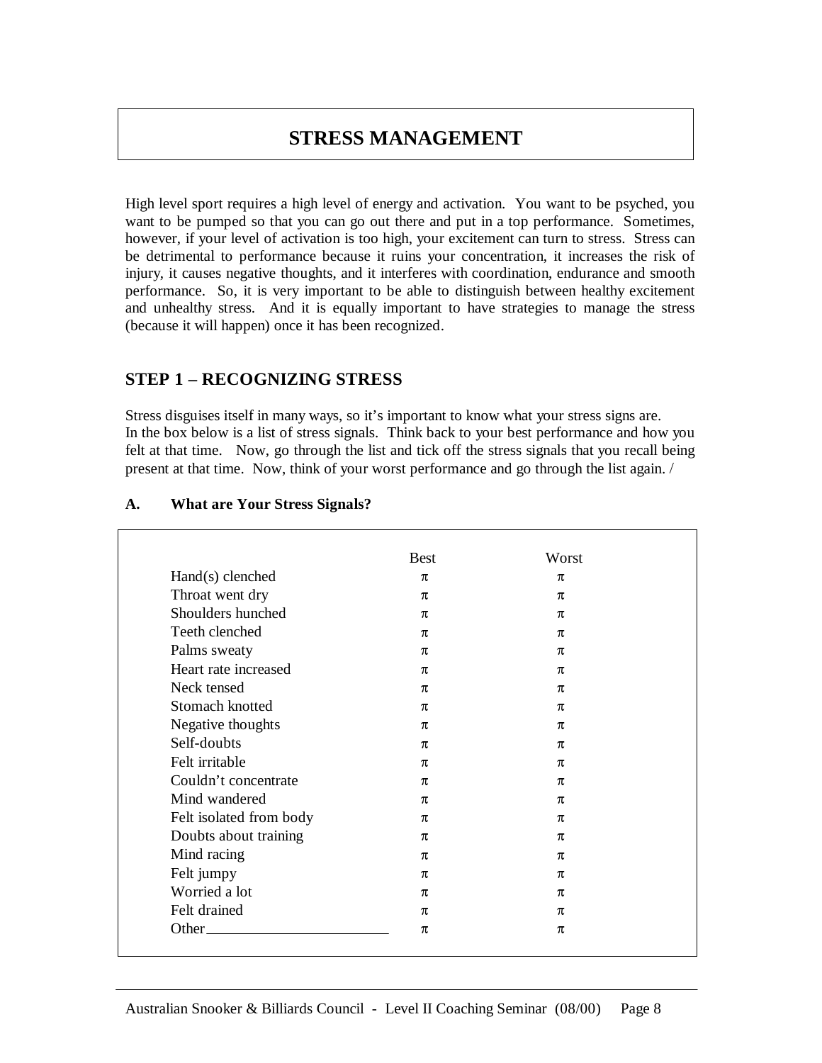# STRESS MANAGEMENT

High level sport requires a high level of energy and activation. You want to be psyched, you want to be pumped so that you can go out there and put in a top performance. Sometimes, however, if your level of activation is too high, your excitement can turn to stress. Stress can be detrimental to performance because it ruins your concentration, it increases the risk of injury, it causes negative thoughts, and it interferes with coordination, endurance and smooth performance. So, it is very important to be able to distinguish between healthy excitement and unhealthy stress. And it is equally important to have strategies to manage the stress (because it will happen) once it has been recognized.

## STEP 1 – RECOGNIZING STRESS

Stress disguises itself in many ways, so it's important to know what your stress signs are.
In the box below is a list of stress signals. Think back to your best performance and how you felt at that time. Now, go through the list and tick off the stress signals that you recall being present at that time. Now, think of your worst performance and go through the list again. /

### A. What are Your Stress Signals?

| | Best | Worst |
|---|---|---|
| Hand(s) clenched | π | π |
| Throat went dry | π | π |
| Shoulders hunched | π | π |
| Teeth clenched | π | π |
| Palms sweaty | π | π |
| Heart rate increased | π | π |
| Neck tensed | π | π |
| Stomach knotted | π | π |
| Negative thoughts | π | π |
| Self-doubts | π | π |
| Felt irritable | π | π |
| Couldn't concentrate | π | π |
| Mind wandered | π | π |
| Felt isolated from body | π | π |
| Doubts about training | π | π |
| Mind racing | π | π |
| Felt jumpy | π | π |
| Worried a lot | π | π |
| Felt drained | π | π |
| Other ________________________ | π | π |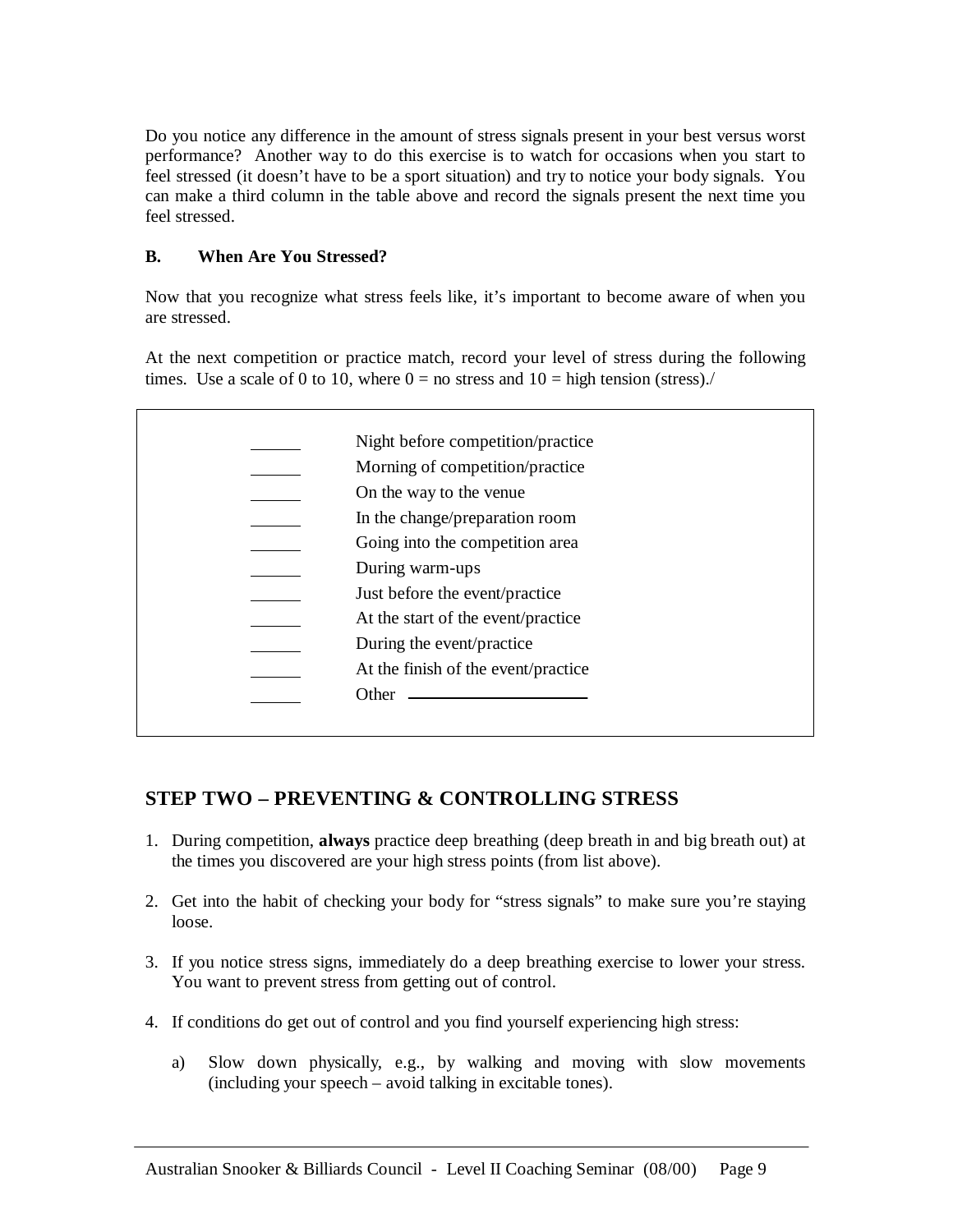Do you notice any difference in the amount of stress signals present in your best versus worst performance? Another way to do this exercise is to watch for occasions when you start to feel stressed (it doesn't have to be a sport situation) and try to notice your body signals. You can make a third column in the table above and record the signals present the next time you feel stressed.

**B. When Are You Stressed?**

Now that you recognize what stress feels like, it's important to become aware of when you are stressed.

At the next competition or practice match, record your level of stress during the following times. Use a scale of 0 to 10, where 0 = no stress and 10 = high tension (stress)./

| | |
|---|---|
| ______ | Night before competition/practice |
| ______ | Morning of competition/practice |
| ______ | On the way to the venue |
| ______ | In the change/preparation room |
| ______ | Going into the competition area |
| ______ | During warm-ups |
| ______ | Just before the event/practice |
| ______ | At the start of the event/practice |
| ______ | During the event/practice |
| ______ | At the finish of the event/practice |
| ______ | Other ____________________ |

## STEP TWO – PREVENTING & CONTROLLING STRESS

1. During competition, **always** practice deep breathing (deep breath in and big breath out) at the times you discovered are your high stress points (from list above).

2. Get into the habit of checking your body for "stress signals" to make sure you're staying loose.

3. If you notice stress signs, immediately do a deep breathing exercise to lower your stress. You want to prevent stress from getting out of control.

4. If conditions do get out of control and you find yourself experiencing high stress:

   a) Slow down physically, e.g., by walking and moving with slow movements (including your speech – avoid talking in excitable tones).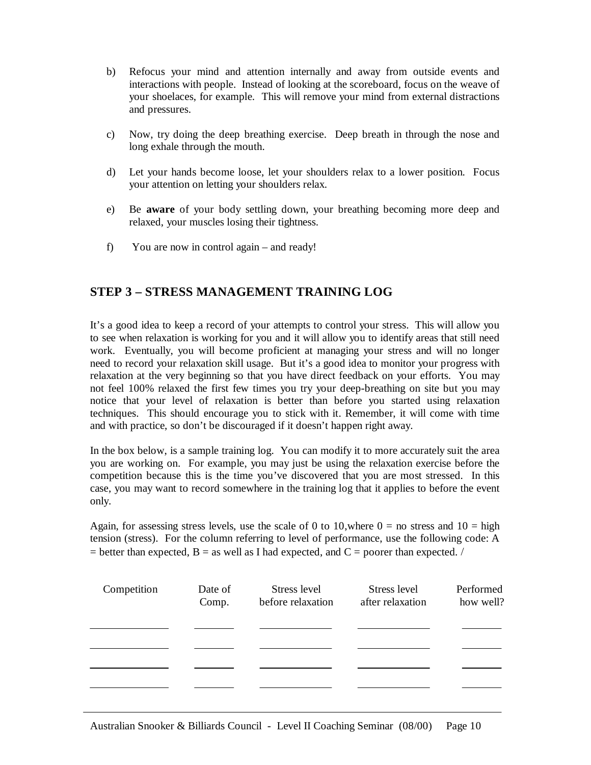b) Refocus your mind and attention internally and away from outside events and interactions with people. Instead of looking at the scoreboard, focus on the weave of your shoelaces, for example. This will remove your mind from external distractions and pressures.

c) Now, try doing the deep breathing exercise. Deep breath in through the nose and long exhale through the mouth.

d) Let your hands become loose, let your shoulders relax to a lower position. Focus your attention on letting your shoulders relax.

e) Be **aware** of your body settling down, your breathing becoming more deep and relaxed, your muscles losing their tightness.

f) You are now in control again – and ready!

## STEP 3 – STRESS MANAGEMENT TRAINING LOG

It's a good idea to keep a record of your attempts to control your stress. This will allow you to see when relaxation is working for you and it will allow you to identify areas that still need work. Eventually, you will become proficient at managing your stress and will no longer need to record your relaxation skill usage. But it's a good idea to monitor your progress with relaxation at the very beginning so that you have direct feedback on your efforts. You may not feel 100% relaxed the first few times you try your deep-breathing on site but you may notice that your level of relaxation is better than before you started using relaxation techniques. This should encourage you to stick with it. Remember, it will come with time and with practice, so don't be discouraged if it doesn't happen right away.

In the box below, is a sample training log. You can modify it to more accurately suit the area you are working on. For example, you may just be using the relaxation exercise before the competition because this is the time you've discovered that you are most stressed. In this case, you may want to record somewhere in the training log that it applies to before the event only.

Again, for assessing stress levels, use the scale of 0 to 10,where 0 = no stress and 10 = high tension (stress). For the column referring to level of performance, use the following code: A = better than expected, B = as well as I had expected, and C = poorer than expected. /

| Competition | Date of Comp. | Stress level before relaxation | Stress level after relaxation | Performed how well? |
|---|---|---|---|---|
| | | | | |
| | | | | |
| | | | | |
| | | | | |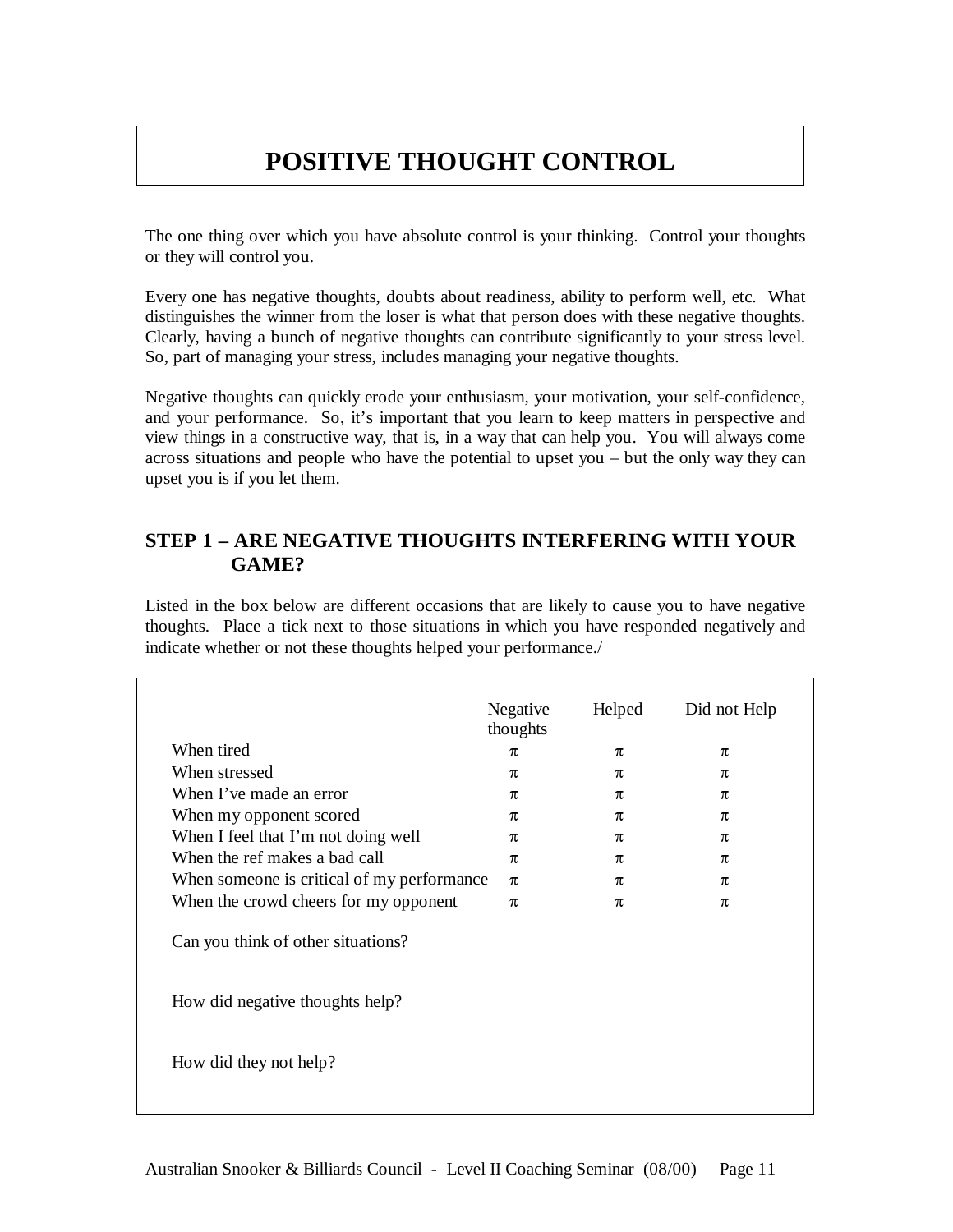# POSITIVE THOUGHT CONTROL

The one thing over which you have absolute control is your thinking. Control your thoughts or they will control you.

Every one has negative thoughts, doubts about readiness, ability to perform well, etc. What distinguishes the winner from the loser is what that person does with these negative thoughts. Clearly, having a bunch of negative thoughts can contribute significantly to your stress level. So, part of managing your stress, includes managing your negative thoughts.

Negative thoughts can quickly erode your enthusiasm, your motivation, your self-confidence, and your performance. So, it's important that you learn to keep matters in perspective and view things in a constructive way, that is, in a way that can help you. You will always come across situations and people who have the potential to upset you – but the only way they can upset you is if you let them.

## STEP 1 – ARE NEGATIVE THOUGHTS INTERFERING WITH YOUR GAME?

Listed in the box below are different occasions that are likely to cause you to have negative thoughts. Place a tick next to those situations in which you have responded negatively and indicate whether or not these thoughts helped your performance./

| | Negative thoughts | Helped | Did not Help |
|---|---|---|---|
| When tired | π | π | π |
| When stressed | π | π | π |
| When I've made an error | π | π | π |
| When my opponent scored | π | π | π |
| When I feel that I'm not doing well | π | π | π |
| When the ref makes a bad call | π | π | π |
| When someone is critical of my performance | π | π | π |
| When the crowd cheers for my opponent | π | π | π |

Can you think of other situations?

How did negative thoughts help?

How did they not help?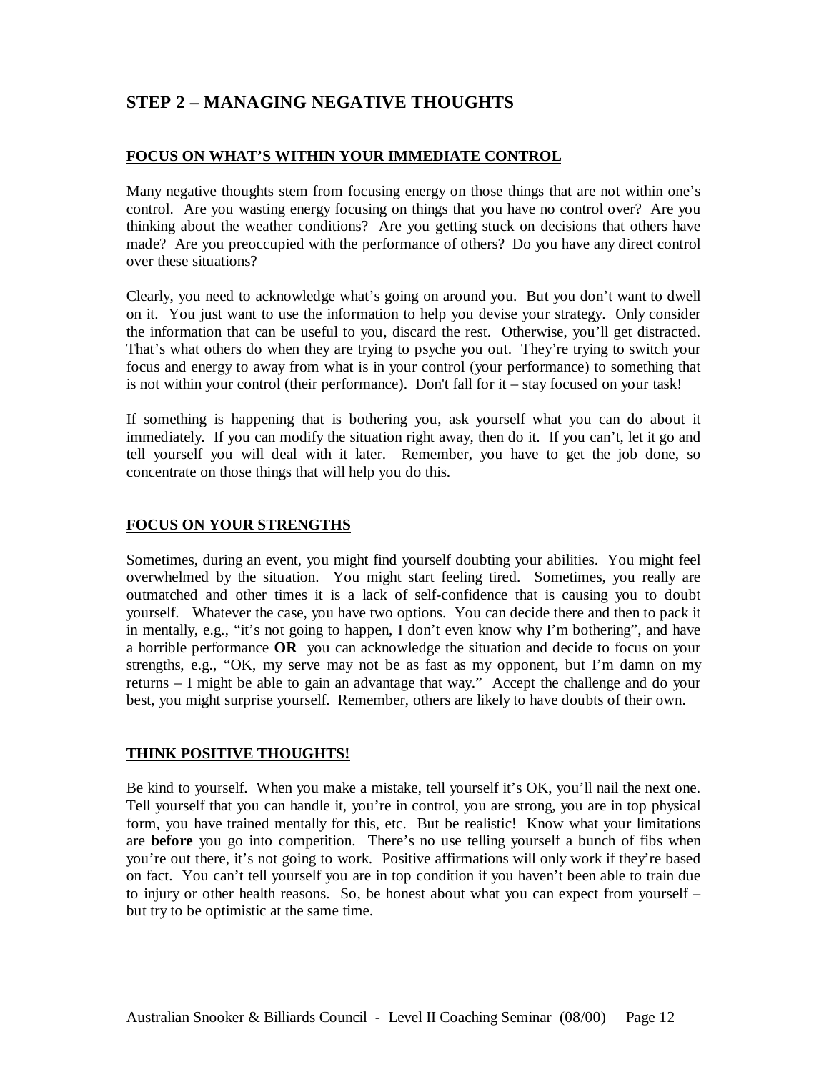## STEP 2 – MANAGING NEGATIVE THOUGHTS

### FOCUS ON WHAT'S WITHIN YOUR IMMEDIATE CONTROL

Many negative thoughts stem from focusing energy on those things that are not within one's control. Are you wasting energy focusing on things that you have no control over? Are you thinking about the weather conditions? Are you getting stuck on decisions that others have made? Are you preoccupied with the performance of others? Do you have any direct control over these situations?

Clearly, you need to acknowledge what's going on around you. But you don't want to dwell on it. You just want to use the information to help you devise your strategy. Only consider the information that can be useful to you, discard the rest. Otherwise, you'll get distracted. That's what others do when they are trying to psyche you out. They're trying to switch your focus and energy to away from what is in your control (your performance) to something that is not within your control (their performance). Don't fall for it – stay focused on your task!

If something is happening that is bothering you, ask yourself what you can do about it immediately. If you can modify the situation right away, then do it. If you can't, let it go and tell yourself you will deal with it later. Remember, you have to get the job done, so concentrate on those things that will help you do this.

### FOCUS ON YOUR STRENGTHS

Sometimes, during an event, you might find yourself doubting your abilities. You might feel overwhelmed by the situation. You might start feeling tired. Sometimes, you really are outmatched and other times it is a lack of self-confidence that is causing you to doubt yourself. Whatever the case, you have two options. You can decide there and then to pack it in mentally, e.g., "it's not going to happen, I don't even know why I'm bothering", and have a horrible performance **OR** you can acknowledge the situation and decide to focus on your strengths, e.g., "OK, my serve may not be as fast as my opponent, but I'm damn on my returns – I might be able to gain an advantage that way." Accept the challenge and do your best, you might surprise yourself. Remember, others are likely to have doubts of their own.

### THINK POSITIVE THOUGHTS!

Be kind to yourself. When you make a mistake, tell yourself it's OK, you'll nail the next one. Tell yourself that you can handle it, you're in control, you are strong, you are in top physical form, you have trained mentally for this, etc. But be realistic! Know what your limitations are **before** you go into competition. There's no use telling yourself a bunch of fibs when you're out there, it's not going to work. Positive affirmations will only work if they're based on fact. You can't tell yourself you are in top condition if you haven't been able to train due to injury or other health reasons. So, be honest about what you can expect from yourself – but try to be optimistic at the same time.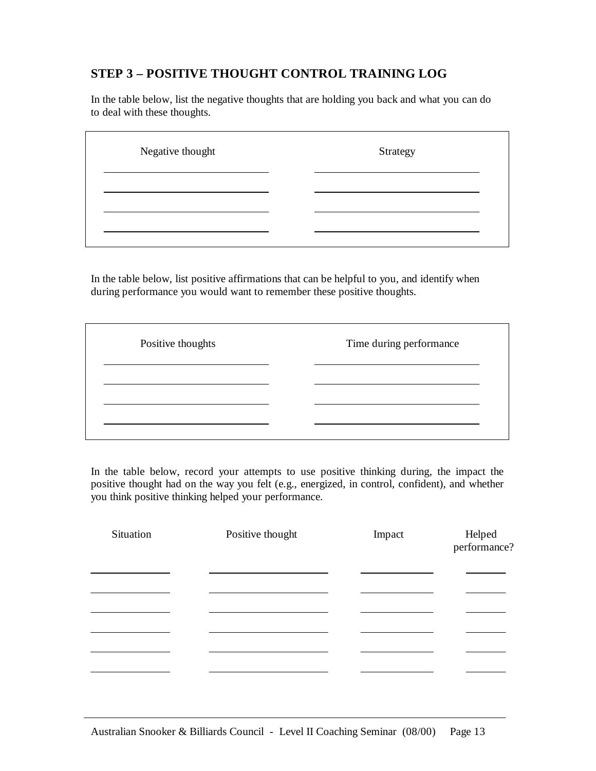## STEP 3 – POSITIVE THOUGHT CONTROL TRAINING LOG

In the table below, list the negative thoughts that are holding you back and what you can do to deal with these thoughts.

| Negative thought | Strategy |
| --- | --- |
| | |
| | |
| | |
| | |

In the table below, list positive affirmations that can be helpful to you, and identify when during performance you would want to remember these positive thoughts.

| Positive thoughts | Time during performance |
| --- | --- |
| | |
| | |
| | |
| | |

In the table below, record your attempts to use positive thinking during, the impact the positive thought had on the way you felt (e.g., energized, in control, confident), and whether you think positive thinking helped your performance.

| Situation | Positive thought | Impact | Helped performance? |
| --- | --- | --- | --- |
| | | | |
| | | | |
| | | | |
| | | | |
| | | | |
| | | | |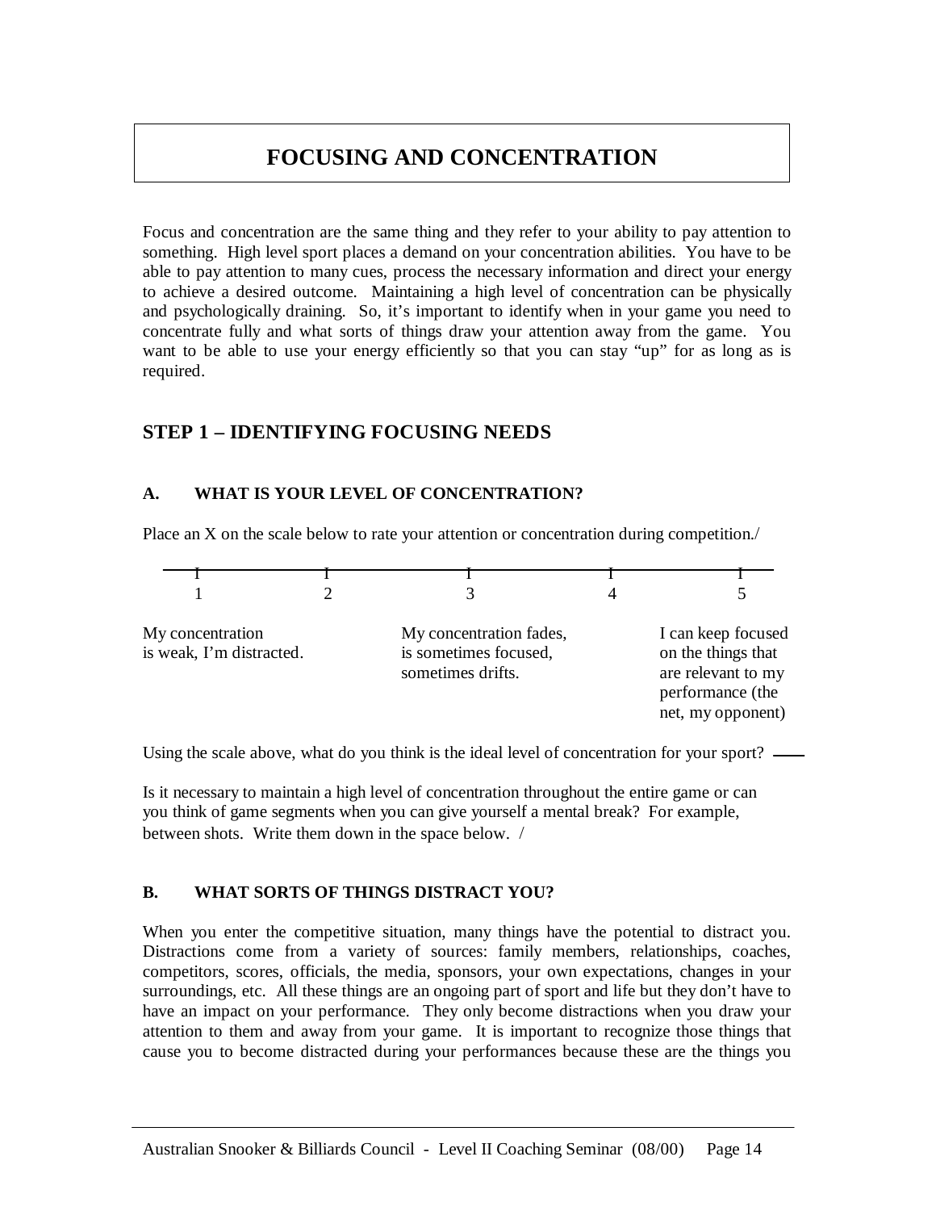# FOCUSING AND CONCENTRATION

Focus and concentration are the same thing and they refer to your ability to pay attention to something. High level sport places a demand on your concentration abilities. You have to be able to pay attention to many cues, process the necessary information and direct your energy to achieve a desired outcome. Maintaining a high level of concentration can be physically and psychologically draining. So, it's important to identify when in your game you need to concentrate fully and what sorts of things draw your attention away from the game. You want to be able to use your energy efficiently so that you can stay "up" for as long as is required.

## STEP 1 – IDENTIFYING FOCUSING NEEDS

### A. WHAT IS YOUR LEVEL OF CONCENTRATION?

Place an X on the scale below to rate your attention or concentration during competition./

| 1 | 2 | 3 | 4 | 5 |
|---|---|---|---|---|
| My concentration is weak, I'm distracted. | | My concentration fades, is sometimes focused, sometimes drifts. | | I can keep focused on the things that are relevant to my performance (the net, my opponent) |

Using the scale above, what do you think is the ideal level of concentration for your sport? ___

Is it necessary to maintain a high level of concentration throughout the entire game or can you think of game segments when you can give yourself a mental break? For example, between shots. Write them down in the space below. /

### B. WHAT SORTS OF THINGS DISTRACT YOU?

When you enter the competitive situation, many things have the potential to distract you. Distractions come from a variety of sources: family members, relationships, coaches, competitors, scores, officials, the media, sponsors, your own expectations, changes in your surroundings, etc. All these things are an ongoing part of sport and life but they don't have to have an impact on your performance. They only become distractions when you draw your attention to them and away from your game. It is important to recognize those things that cause you to become distracted during your performances because these are the things you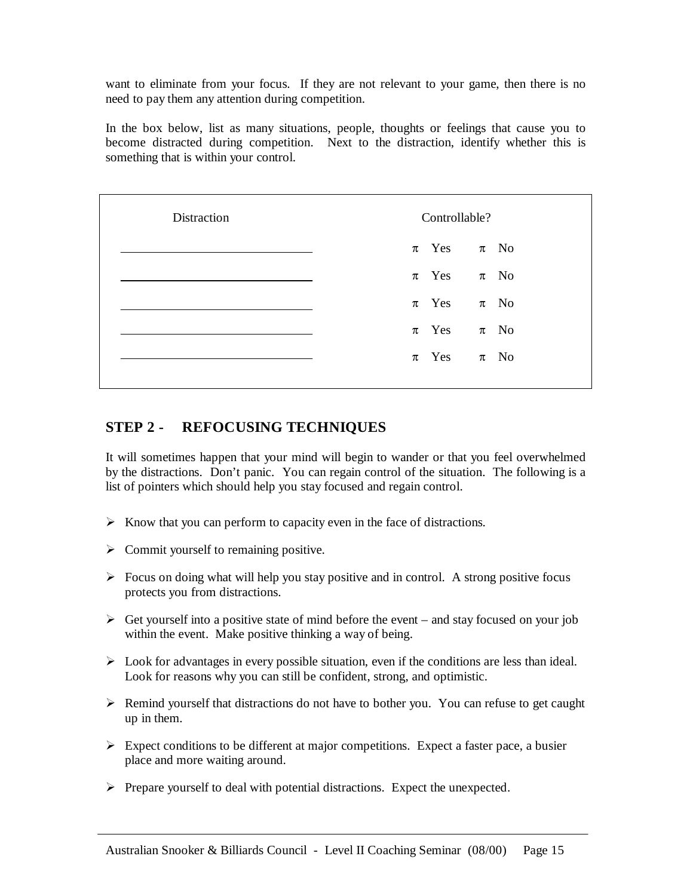want to eliminate from your focus. If they are not relevant to your game, then there is no need to pay them any attention during competition.

In the box below, list as many situations, people, thoughts or feelings that cause you to become distracted during competition. Next to the distraction, identify whether this is something that is within your control.

| Distraction | Controllable? |
|---|---|
| ______________________________ | π Yes π No |
| ______________________________ | π Yes π No |
| ______________________________ | π Yes π No |
| ______________________________ | π Yes π No |
| ______________________________ | π Yes π No |

## STEP 2 - REFOCUSING TECHNIQUES

It will sometimes happen that your mind will begin to wander or that you feel overwhelmed by the distractions. Don't panic. You can regain control of the situation. The following is a list of pointers which should help you stay focused and regain control.

- Know that you can perform to capacity even in the face of distractions.
- Commit yourself to remaining positive.
- Focus on doing what will help you stay positive and in control. A strong positive focus protects you from distractions.
- Get yourself into a positive state of mind before the event – and stay focused on your job within the event. Make positive thinking a way of being.
- Look for advantages in every possible situation, even if the conditions are less than ideal. Look for reasons why you can still be confident, strong, and optimistic.
- Remind yourself that distractions do not have to bother you. You can refuse to get caught up in them.
- Expect conditions to be different at major competitions. Expect a faster pace, a busier place and more waiting around.
- Prepare yourself to deal with potential distractions. Expect the unexpected.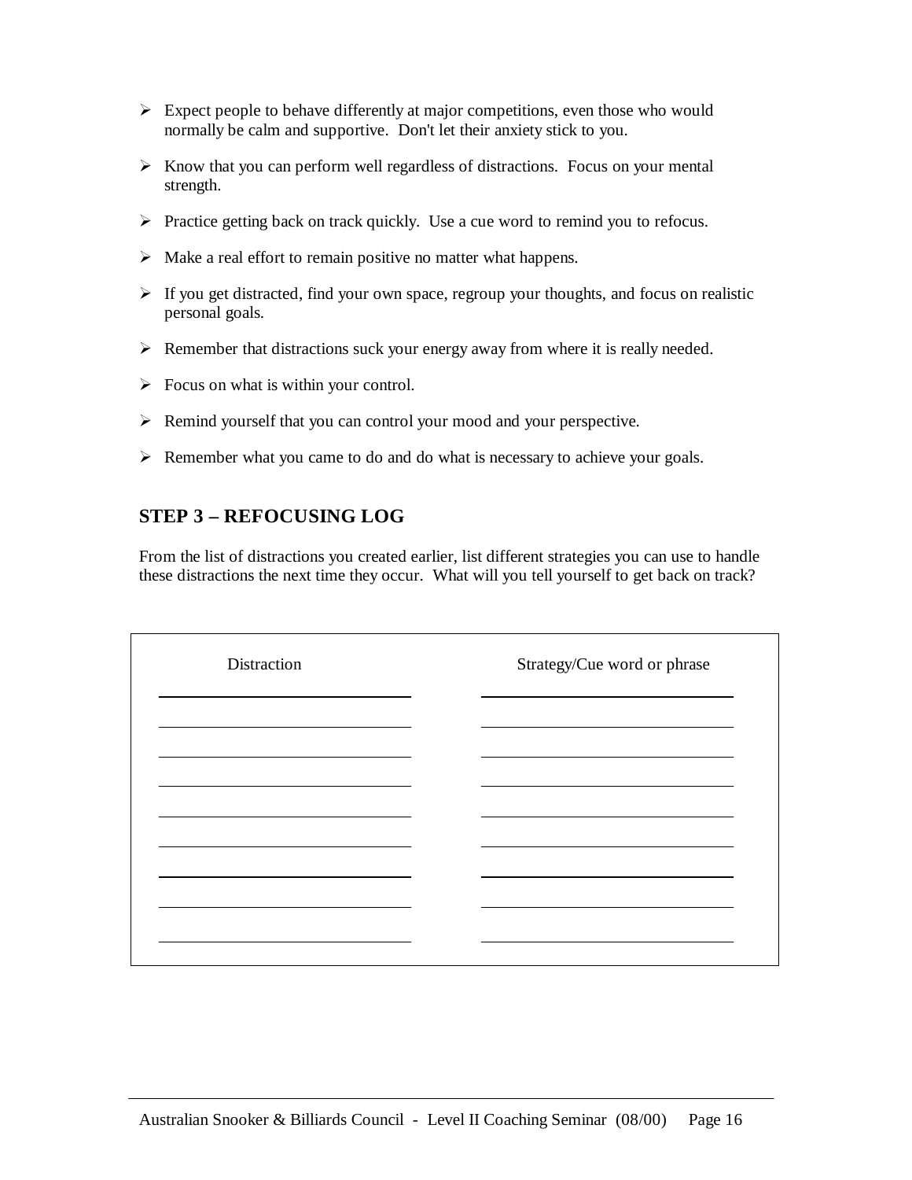- Expect people to behave differently at major competitions, even those who would normally be calm and supportive. Don't let their anxiety stick to you.
- Know that you can perform well regardless of distractions. Focus on your mental strength.
- Practice getting back on track quickly. Use a cue word to remind you to refocus.
- Make a real effort to remain positive no matter what happens.
- If you get distracted, find your own space, regroup your thoughts, and focus on realistic personal goals.
- Remember that distractions suck your energy away from where it is really needed.
- Focus on what is within your control.
- Remind yourself that you can control your mood and your perspective.
- Remember what you came to do and do what is necessary to achieve your goals.

## STEP 3 – REFOCUSING LOG

From the list of distractions you created earlier, list different strategies you can use to handle these distractions the next time they occur. What will you tell yourself to get back on track?

| Distraction | Strategy/Cue word or phrase |
|---|---|
| | |
| | |
| | |
| | |
| | |
| | |
| | |
| | |
| | |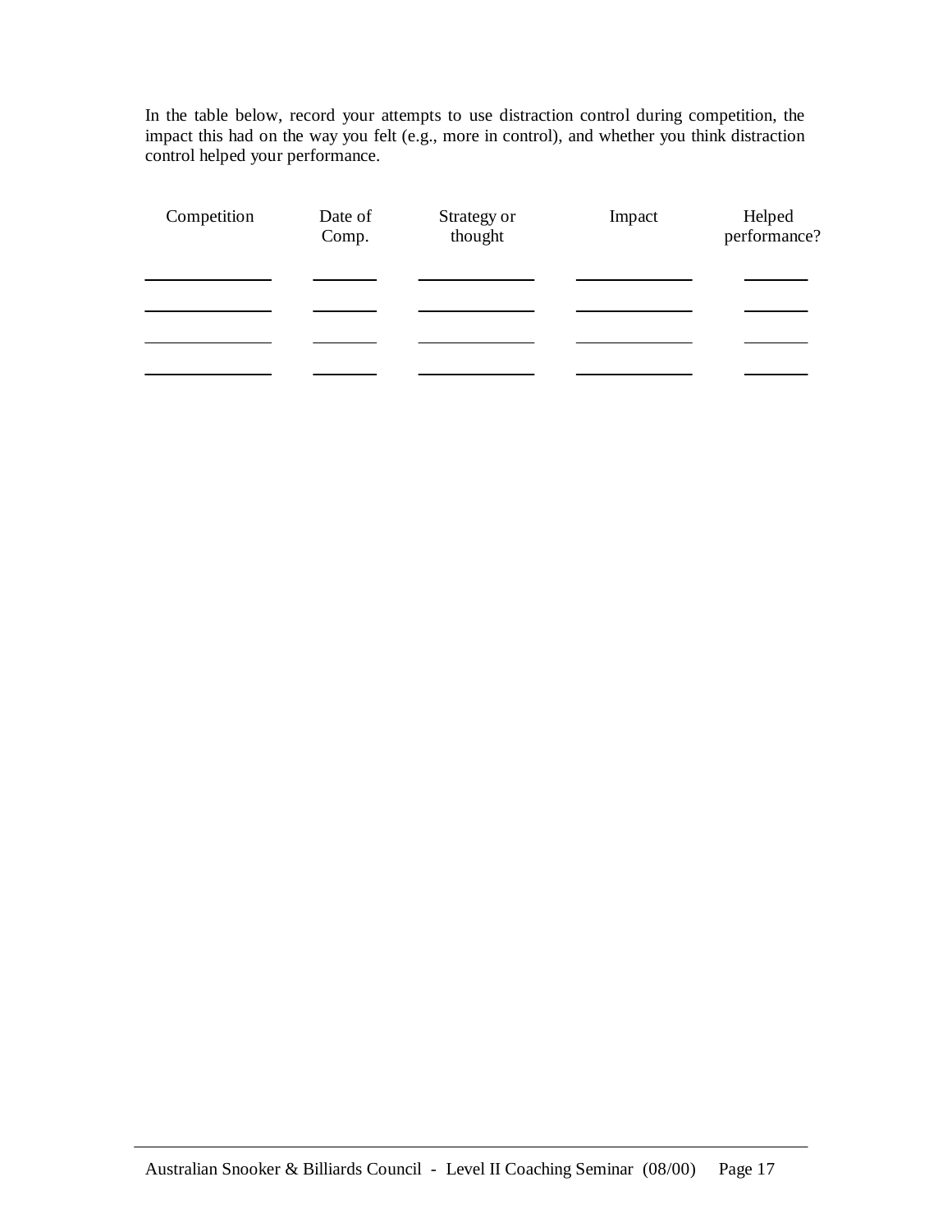In the table below, record your attempts to use distraction control during competition, the impact this had on the way you felt (e.g., more in control), and whether you think distraction control helped your performance.

| Competition | Date of Comp. | Strategy or thought | Impact | Helped performance? |
|---|---|---|---|---|
| | | | | |
| | | | | |
| | | | | |
| | | | | |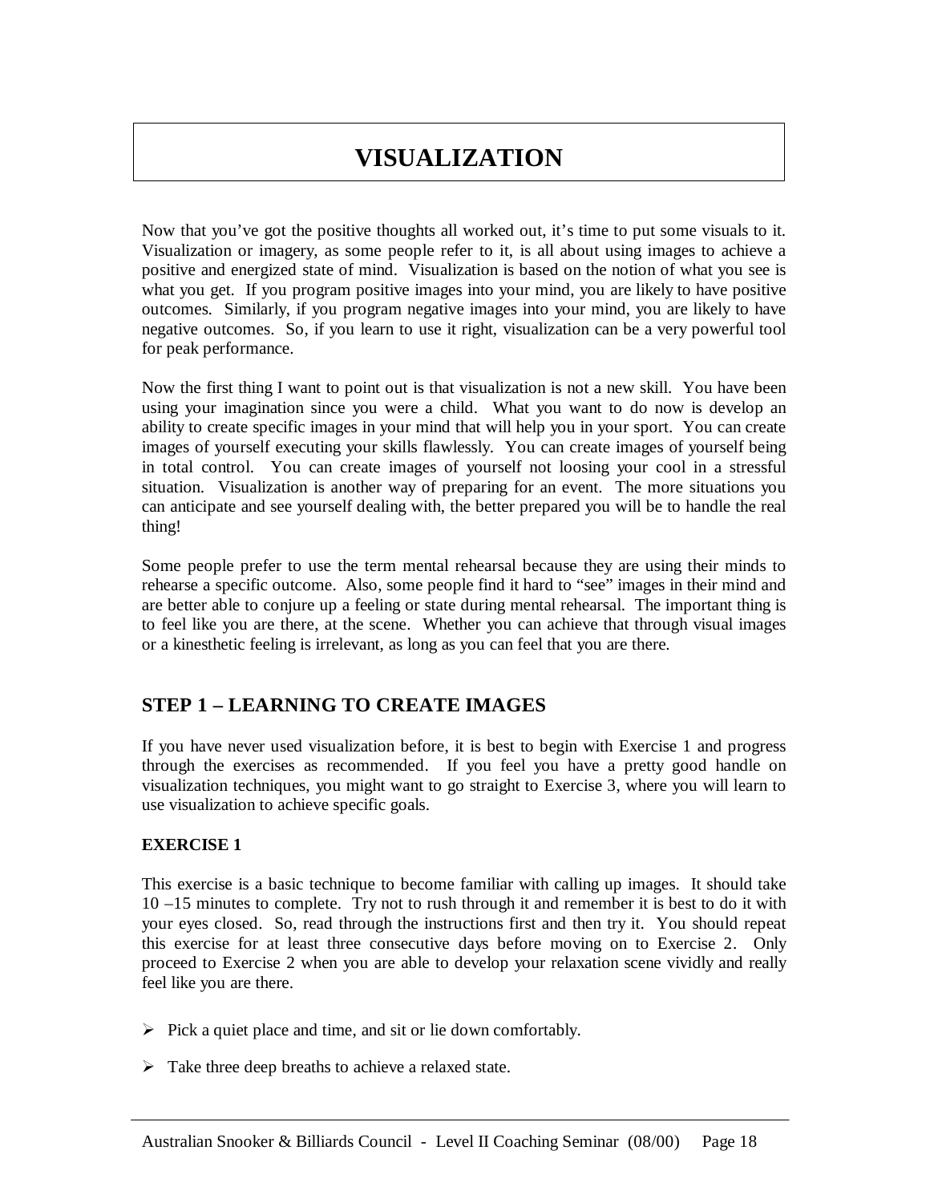# VISUALIZATION

Now that you've got the positive thoughts all worked out, it's time to put some visuals to it. Visualization or imagery, as some people refer to it, is all about using images to achieve a positive and energized state of mind. Visualization is based on the notion of what you see is what you get. If you program positive images into your mind, you are likely to have positive outcomes. Similarly, if you program negative images into your mind, you are likely to have negative outcomes. So, if you learn to use it right, visualization can be a very powerful tool for peak performance.

Now the first thing I want to point out is that visualization is not a new skill. You have been using your imagination since you were a child. What you want to do now is develop an ability to create specific images in your mind that will help you in your sport. You can create images of yourself executing your skills flawlessly. You can create images of yourself being in total control. You can create images of yourself not loosing your cool in a stressful situation. Visualization is another way of preparing for an event. The more situations you can anticipate and see yourself dealing with, the better prepared you will be to handle the real thing!

Some people prefer to use the term mental rehearsal because they are using their minds to rehearse a specific outcome. Also, some people find it hard to "see" images in their mind and are better able to conjure up a feeling or state during mental rehearsal. The important thing is to feel like you are there, at the scene. Whether you can achieve that through visual images or a kinesthetic feeling is irrelevant, as long as you can feel that you are there.

## STEP 1 – LEARNING TO CREATE IMAGES

If you have never used visualization before, it is best to begin with Exercise 1 and progress through the exercises as recommended. If you feel you have a pretty good handle on visualization techniques, you might want to go straight to Exercise 3, where you will learn to use visualization to achieve specific goals.

### EXERCISE 1

This exercise is a basic technique to become familiar with calling up images. It should take 10 –15 minutes to complete. Try not to rush through it and remember it is best to do it with your eyes closed. So, read through the instructions first and then try it. You should repeat this exercise for at least three consecutive days before moving on to Exercise 2. Only proceed to Exercise 2 when you are able to develop your relaxation scene vividly and really feel like you are there.

- Pick a quiet place and time, and sit or lie down comfortably.
- Take three deep breaths to achieve a relaxed state.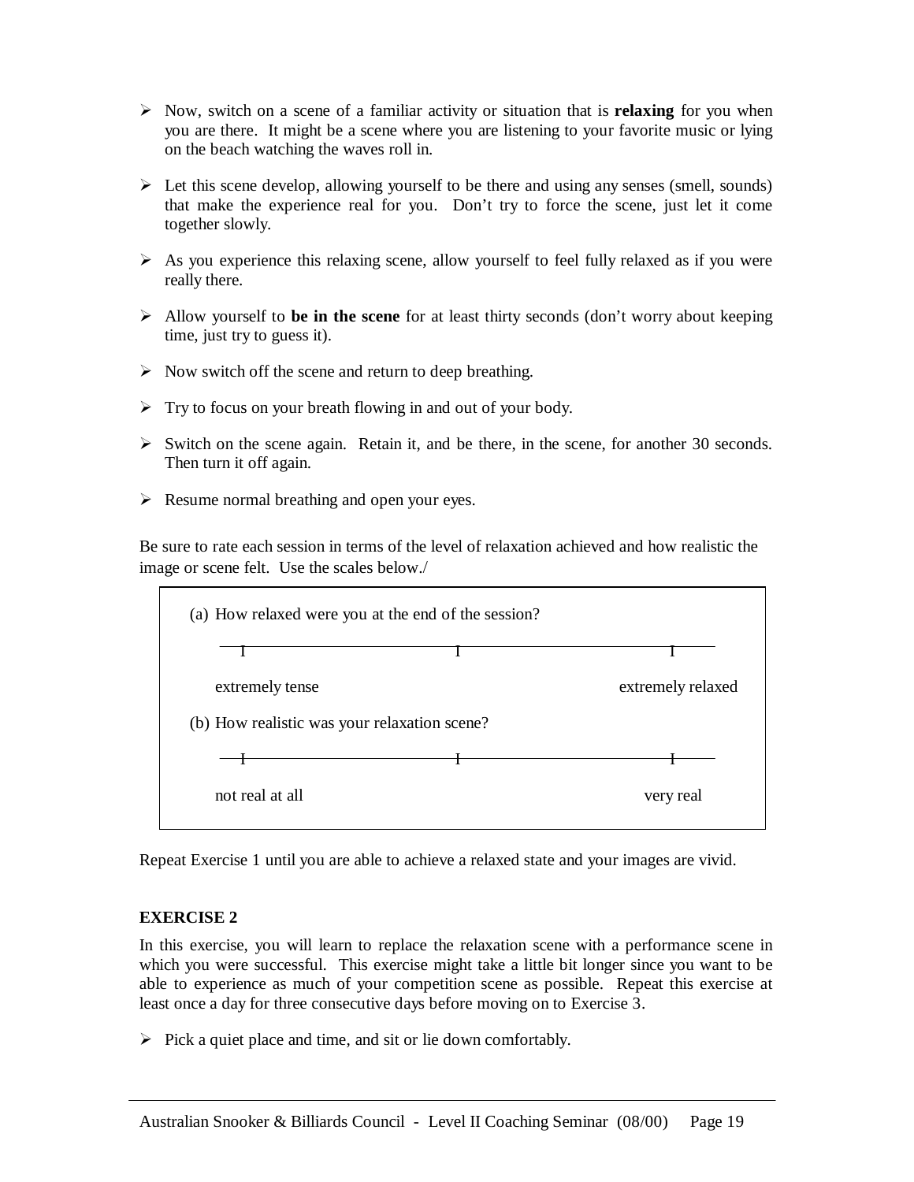- Now, switch on a scene of a familiar activity or situation that is **relaxing** for you when you are there. It might be a scene where you are listening to your favorite music or lying on the beach watching the waves roll in.
- Let this scene develop, allowing yourself to be there and using any senses (smell, sounds) that make the experience real for you. Don't try to force the scene, just let it come together slowly.
- As you experience this relaxing scene, allow yourself to feel fully relaxed as if you were really there.
- Allow yourself to **be in the scene** for at least thirty seconds (don't worry about keeping time, just try to guess it).
- Now switch off the scene and return to deep breathing.
- Try to focus on your breath flowing in and out of your body.
- Switch on the scene again. Retain it, and be there, in the scene, for another 30 seconds. Then turn it off again.
- Resume normal breathing and open your eyes.

Be sure to rate each session in terms of the level of relaxation achieved and how realistic the image or scene felt. Use the scales below./

(a) How relaxed were you at the end of the session?

extremely tense — extremely relaxed

(b) How realistic was your relaxation scene?

not real at all — very real

Repeat Exercise 1 until you are able to achieve a relaxed state and your images are vivid.

**EXERCISE 2**

In this exercise, you will learn to replace the relaxation scene with a performance scene in which you were successful. This exercise might take a little bit longer since you want to be able to experience as much of your competition scene as possible. Repeat this exercise at least once a day for three consecutive days before moving on to Exercise 3.

- Pick a quiet place and time, and sit or lie down comfortably.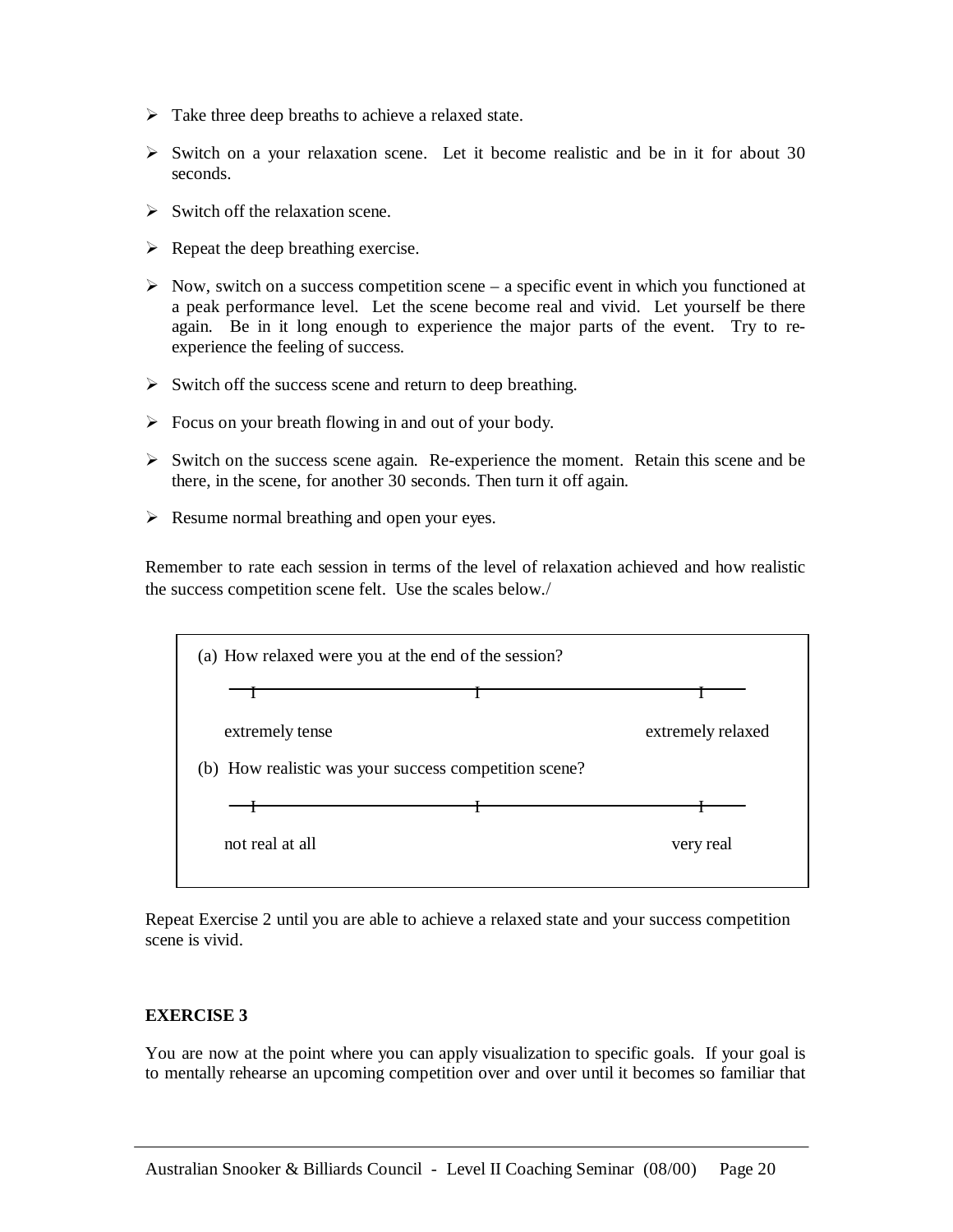- Take three deep breaths to achieve a relaxed state.
- Switch on a your relaxation scene. Let it become realistic and be in it for about 30 seconds.
- Switch off the relaxation scene.
- Repeat the deep breathing exercise.
- Now, switch on a success competition scene – a specific event in which you functioned at a peak performance level. Let the scene become real and vivid. Let yourself be there again. Be in it long enough to experience the major parts of the event. Try to re-experience the feeling of success.
- Switch off the success scene and return to deep breathing.
- Focus on your breath flowing in and out of your body.
- Switch on the success scene again. Re-experience the moment. Retain this scene and be there, in the scene, for another 30 seconds. Then turn it off again.
- Resume normal breathing and open your eyes.

Remember to rate each session in terms of the level of relaxation achieved and how realistic the success competition scene felt. Use the scales below./

(a) How relaxed were you at the end of the session?

extremely tense — extremely relaxed

(b) How realistic was your success competition scene?

not real at all — very real

Repeat Exercise 2 until you are able to achieve a relaxed state and your success competition scene is vivid.

**EXERCISE 3**

You are now at the point where you can apply visualization to specific goals. If your goal is to mentally rehearse an upcoming competition over and over until it becomes so familiar that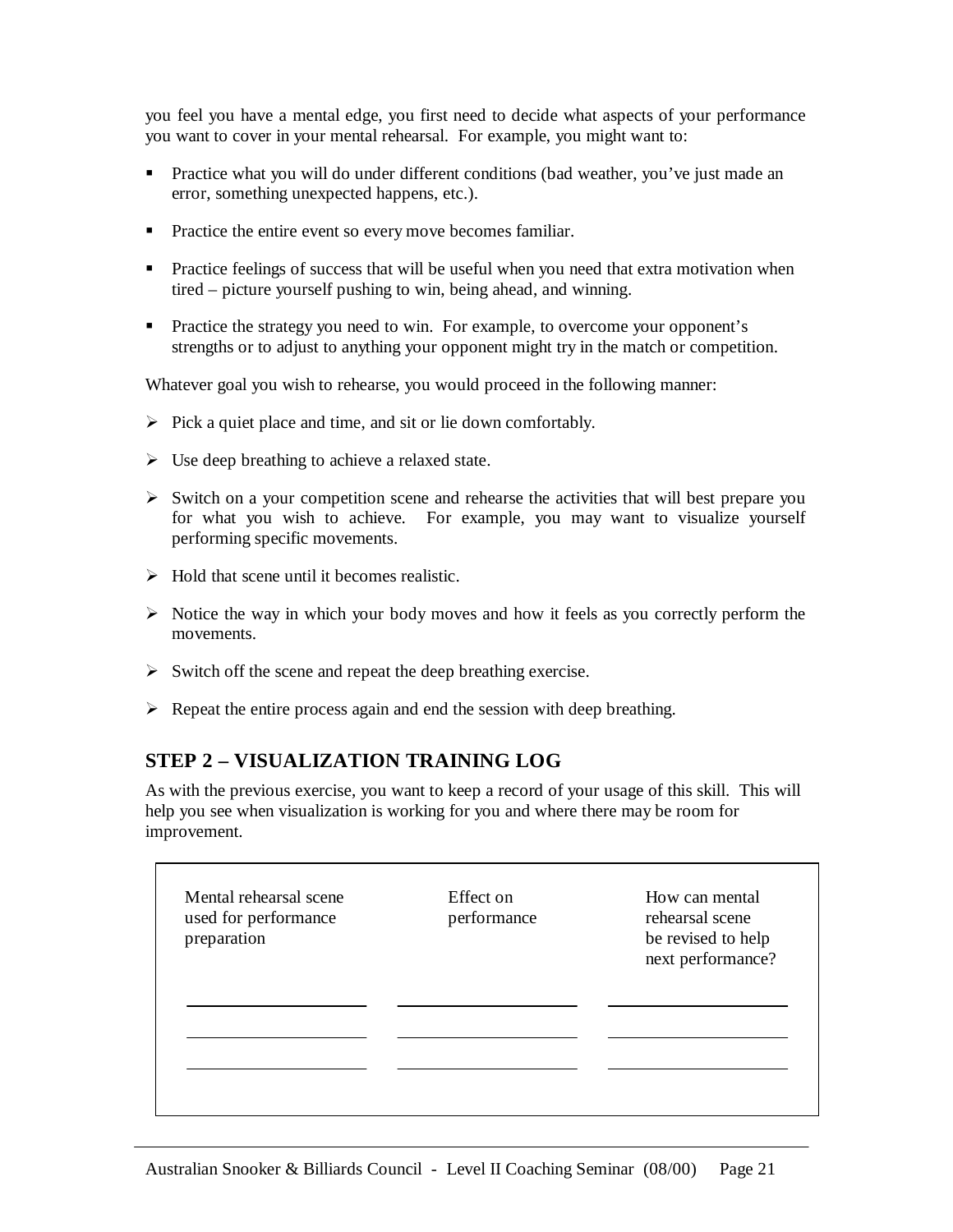you feel you have a mental edge, you first need to decide what aspects of your performance you want to cover in your mental rehearsal. For example, you might want to:

- Practice what you will do under different conditions (bad weather, you've just made an error, something unexpected happens, etc.).
- Practice the entire event so every move becomes familiar.
- Practice feelings of success that will be useful when you need that extra motivation when tired – picture yourself pushing to win, being ahead, and winning.
- Practice the strategy you need to win. For example, to overcome your opponent's strengths or to adjust to anything your opponent might try in the match or competition.

Whatever goal you wish to rehearse, you would proceed in the following manner:

- Pick a quiet place and time, and sit or lie down comfortably.
- Use deep breathing to achieve a relaxed state.
- Switch on a your competition scene and rehearse the activities that will best prepare you for what you wish to achieve. For example, you may want to visualize yourself performing specific movements.
- Hold that scene until it becomes realistic.
- Notice the way in which your body moves and how it feels as you correctly perform the movements.
- Switch off the scene and repeat the deep breathing exercise.
- Repeat the entire process again and end the session with deep breathing.

## STEP 2 – VISUALIZATION TRAINING LOG

As with the previous exercise, you want to keep a record of your usage of this skill. This will help you see when visualization is working for you and where there may be room for improvement.

| Mental rehearsal scene used for performance preparation | Effect on performance | How can mental rehearsal scene be revised to help next performance? |
| --- | --- | --- |
| | | |
| | | |
| | | |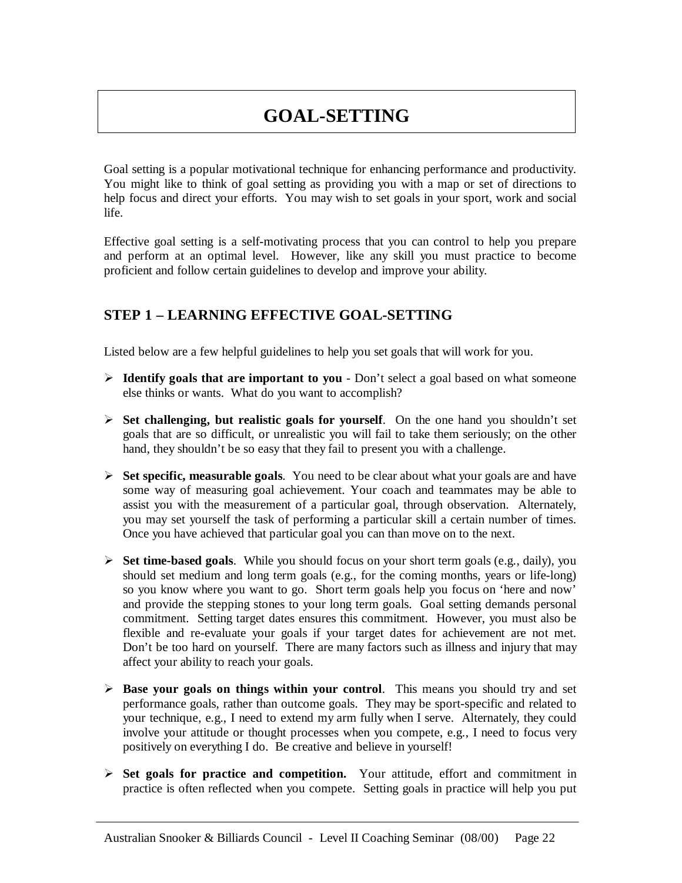# GOAL-SETTING

Goal setting is a popular motivational technique for enhancing performance and productivity. You might like to think of goal setting as providing you with a map or set of directions to help focus and direct your efforts. You may wish to set goals in your sport, work and social life.

Effective goal setting is a self-motivating process that you can control to help you prepare and perform at an optimal level. However, like any skill you must practice to become proficient and follow certain guidelines to develop and improve your ability.

## STEP 1 – LEARNING EFFECTIVE GOAL-SETTING

Listed below are a few helpful guidelines to help you set goals that will work for you.

- **Identify goals that are important to you** - Don't select a goal based on what someone else thinks or wants. What do you want to accomplish?
- **Set challenging, but realistic goals for yourself**. On the one hand you shouldn't set goals that are so difficult, or unrealistic you will fail to take them seriously; on the other hand, they shouldn't be so easy that they fail to present you with a challenge.
- **Set specific, measurable goals**. You need to be clear about what your goals are and have some way of measuring goal achievement. Your coach and teammates may be able to assist you with the measurement of a particular goal, through observation. Alternately, you may set yourself the task of performing a particular skill a certain number of times. Once you have achieved that particular goal you can than move on to the next.
- **Set time-based goals**. While you should focus on your short term goals (e.g., daily), you should set medium and long term goals (e.g., for the coming months, years or life-long) so you know where you want to go. Short term goals help you focus on 'here and now' and provide the stepping stones to your long term goals. Goal setting demands personal commitment. Setting target dates ensures this commitment. However, you must also be flexible and re-evaluate your goals if your target dates for achievement are not met. Don't be too hard on yourself. There are many factors such as illness and injury that may affect your ability to reach your goals.
- **Base your goals on things within your control**. This means you should try and set performance goals, rather than outcome goals. They may be sport-specific and related to your technique, e.g., I need to extend my arm fully when I serve. Alternately, they could involve your attitude or thought processes when you compete, e.g., I need to focus very positively on everything I do. Be creative and believe in yourself!
- **Set goals for practice and competition.** Your attitude, effort and commitment in practice is often reflected when you compete. Setting goals in practice will help you put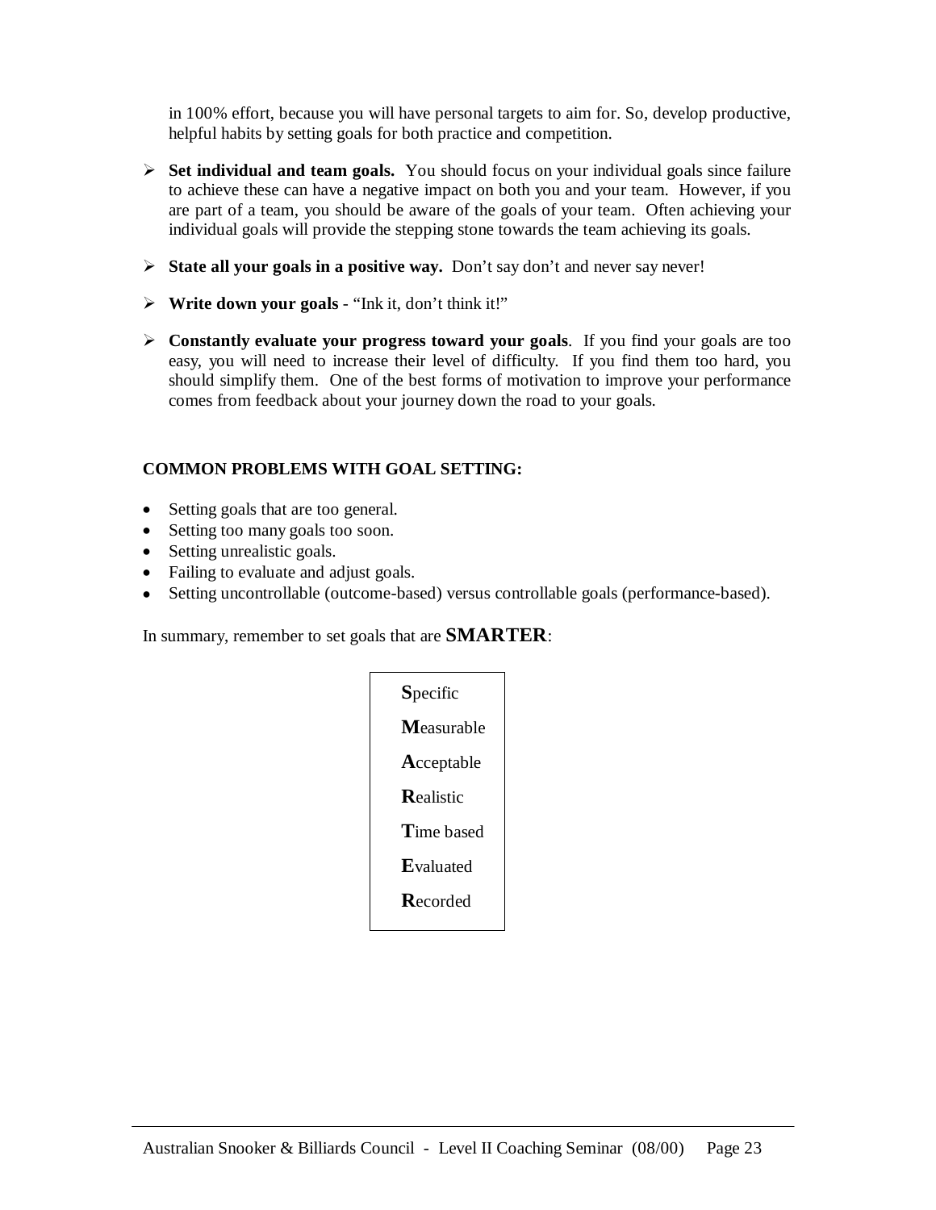in 100% effort, because you will have personal targets to aim for. So, develop productive, helpful habits by setting goals for both practice and competition.

- **Set individual and team goals.** You should focus on your individual goals since failure to achieve these can have a negative impact on both you and your team. However, if you are part of a team, you should be aware of the goals of your team. Often achieving your individual goals will provide the stepping stone towards the team achieving its goals.
- **State all your goals in a positive way.** Don't say don't and never say never!
- **Write down your goals** - "Ink it, don't think it!"
- **Constantly evaluate your progress toward your goals**. If you find your goals are too easy, you will need to increase their level of difficulty. If you find them too hard, you should simplify them. One of the best forms of motivation to improve your performance comes from feedback about your journey down the road to your goals.

**COMMON PROBLEMS WITH GOAL SETTING:**

- Setting goals that are too general.
- Setting too many goals too soon.
- Setting unrealistic goals.
- Failing to evaluate and adjust goals.
- Setting uncontrollable (outcome-based) versus controllable goals (performance-based).

In summary, remember to set goals that are **SMARTER**:

**S**pecific
**M**easurable
**A**cceptable
**R**ealistic
**T**ime based
**E**valuated
**R**ecorded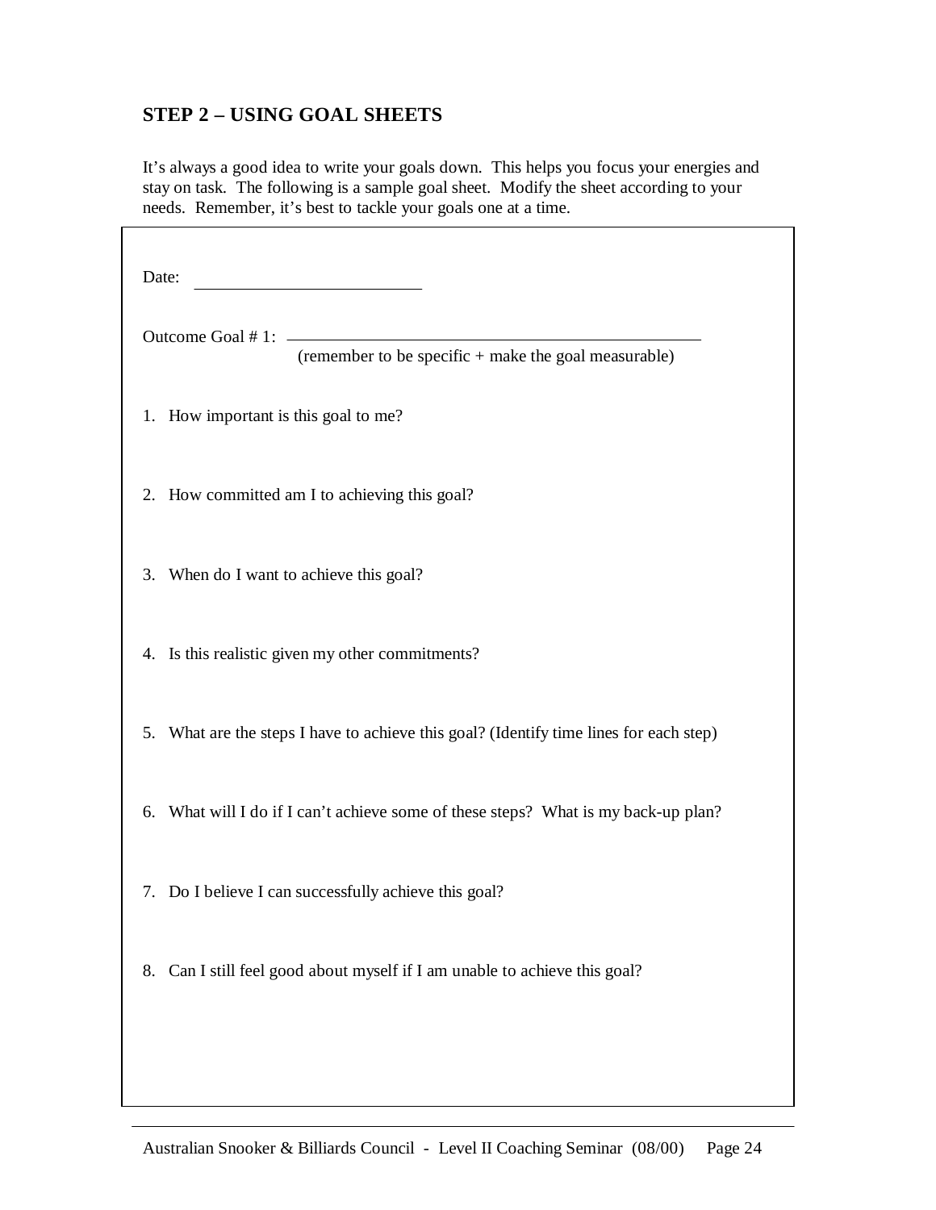## STEP 2 – USING GOAL SHEETS

It's always a good idea to write your goals down. This helps you focus your energies and stay on task. The following is a sample goal sheet. Modify the sheet according to your needs. Remember, it's best to tackle your goals one at a time.

Date: ____________________________

Outcome Goal # 1: ______________________________________________________
(remember to be specific + make the goal measurable)

1. How important is this goal to me?

2. How committed am I to achieving this goal?

3. When do I want to achieve this goal?

4. Is this realistic given my other commitments?

5. What are the steps I have to achieve this goal? (Identify time lines for each step)

6. What will I do if I can't achieve some of these steps? What is my back-up plan?

7. Do I believe I can successfully achieve this goal?

8. Can I still feel good about myself if I am unable to achieve this goal?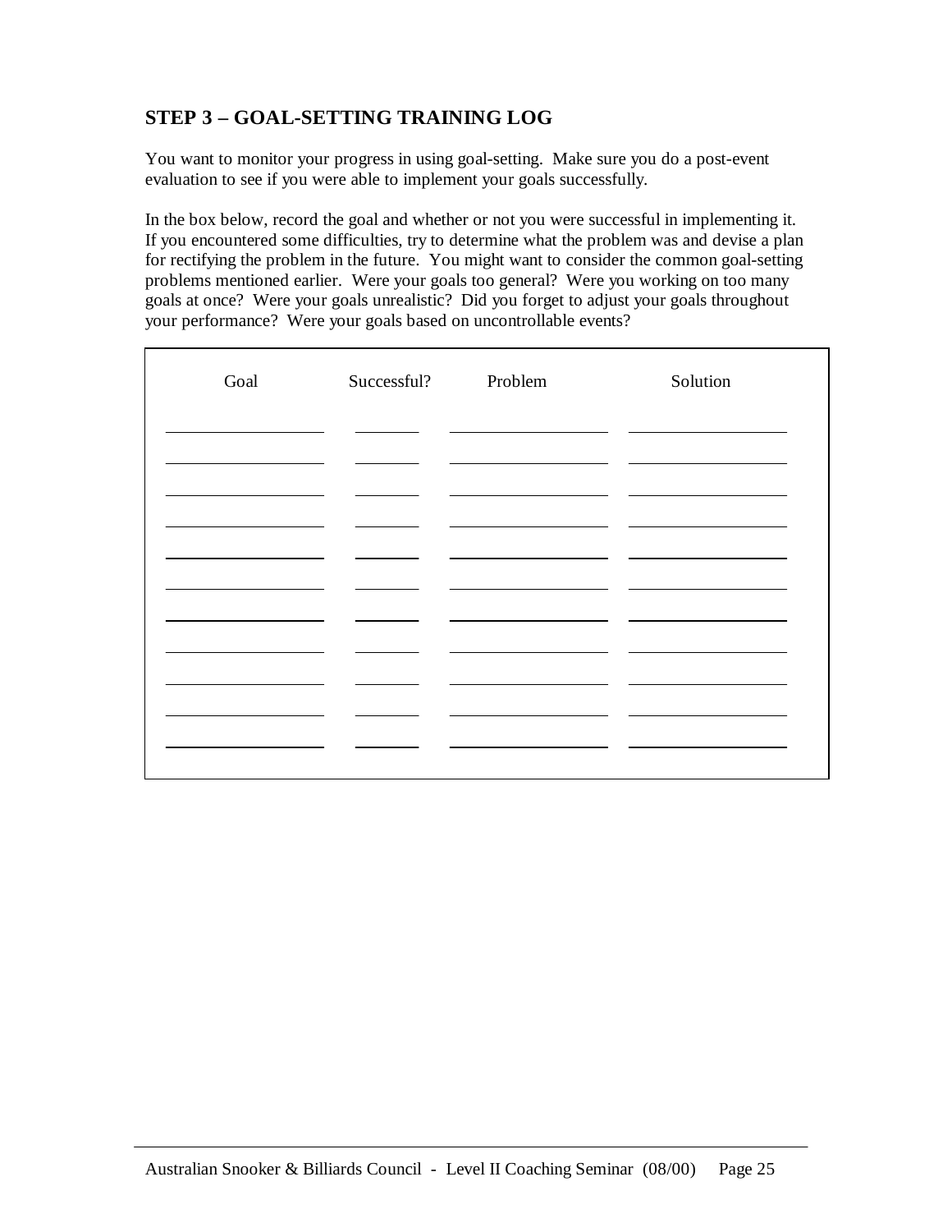## STEP 3 – GOAL-SETTING TRAINING LOG

You want to monitor your progress in using goal-setting. Make sure you do a post-event evaluation to see if you were able to implement your goals successfully.

In the box below, record the goal and whether or not you were successful in implementing it. If you encountered some difficulties, try to determine what the problem was and devise a plan for rectifying the problem in the future. You might want to consider the common goal-setting problems mentioned earlier. Were your goals too general? Were you working on too many goals at once? Were your goals unrealistic? Did you forget to adjust your goals throughout your performance? Were your goals based on uncontrollable events?

| Goal | Successful? | Problem | Solution |
| --- | --- | --- | --- |
| | | | |
| | | | |
| | | | |
| | | | |
| | | | |
| | | | |
| | | | |
| | | | |
| | | | |
| | | | |
| | | | |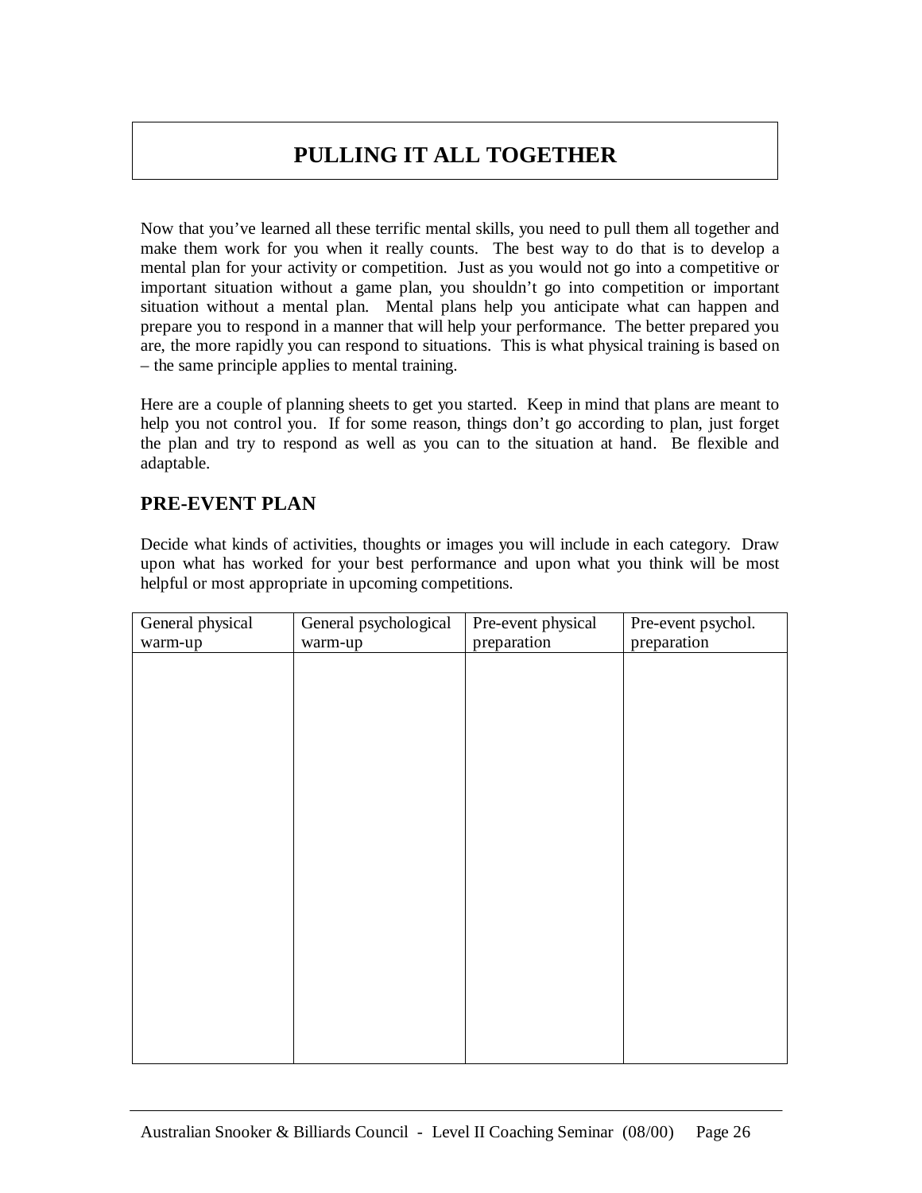# PULLING IT ALL TOGETHER

Now that you've learned all these terrific mental skills, you need to pull them all together and make them work for you when it really counts. The best way to do that is to develop a mental plan for your activity or competition. Just as you would not go into a competitive or important situation without a game plan, you shouldn't go into competition or important situation without a mental plan. Mental plans help you anticipate what can happen and prepare you to respond in a manner that will help your performance. The better prepared you are, the more rapidly you can respond to situations. This is what physical training is based on – the same principle applies to mental training.

Here are a couple of planning sheets to get you started. Keep in mind that plans are meant to help you not control you. If for some reason, things don't go according to plan, just forget the plan and try to respond as well as you can to the situation at hand. Be flexible and adaptable.

## PRE-EVENT PLAN

Decide what kinds of activities, thoughts or images you will include in each category. Draw upon what has worked for your best performance and upon what you think will be most helpful or most appropriate in upcoming competitions.

| General physical warm-up | General psychological warm-up | Pre-event physical preparation | Pre-event psychol. preparation |
|---|---|---|---|
| | | | |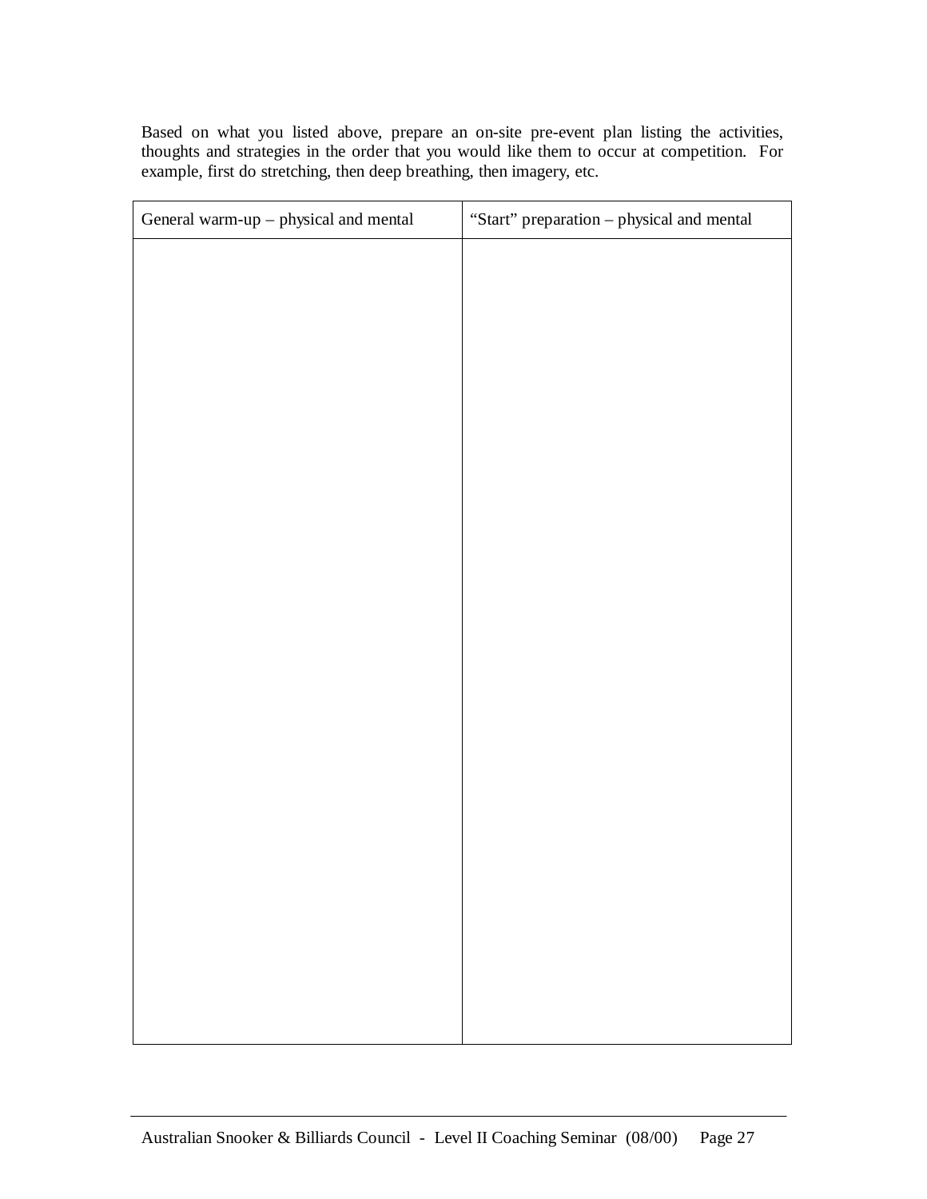Based on what you listed above, prepare an on-site pre-event plan listing the activities, thoughts and strategies in the order that you would like them to occur at competition. For example, first do stretching, then deep breathing, then imagery, etc.

| General warm-up – physical and mental | “Start” preparation – physical and mental |
| --- | --- |
| | |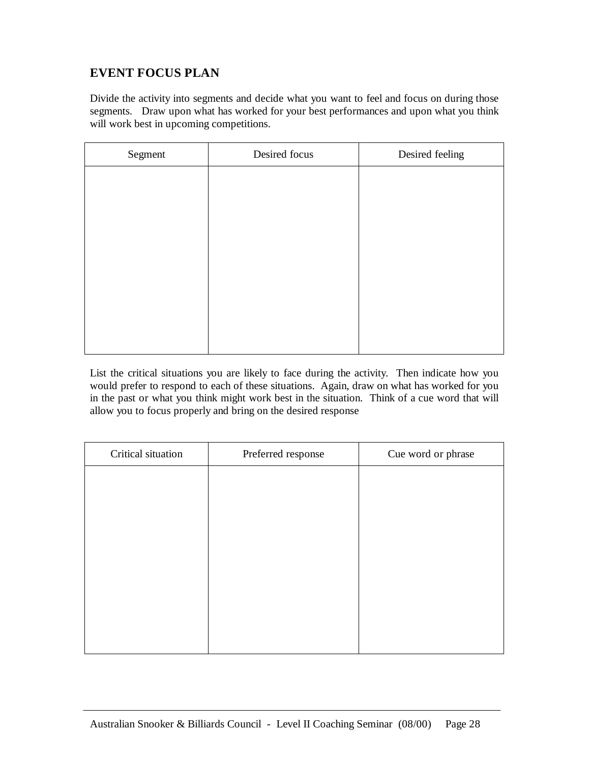## EVENT FOCUS PLAN

Divide the activity into segments and decide what you want to feel and focus on during those segments. Draw upon what has worked for your best performances and upon what you think will work best in upcoming competitions.

| Segment | Desired focus | Desired feeling |
|---|---|---|
| | | |

List the critical situations you are likely to face during the activity. Then indicate how you would prefer to respond to each of these situations. Again, draw on what has worked for you in the past or what you think might work best in the situation. Think of a cue word that will allow you to focus properly and bring on the desired response

| Critical situation | Preferred response | Cue word or phrase |
|---|---|---|
| | | |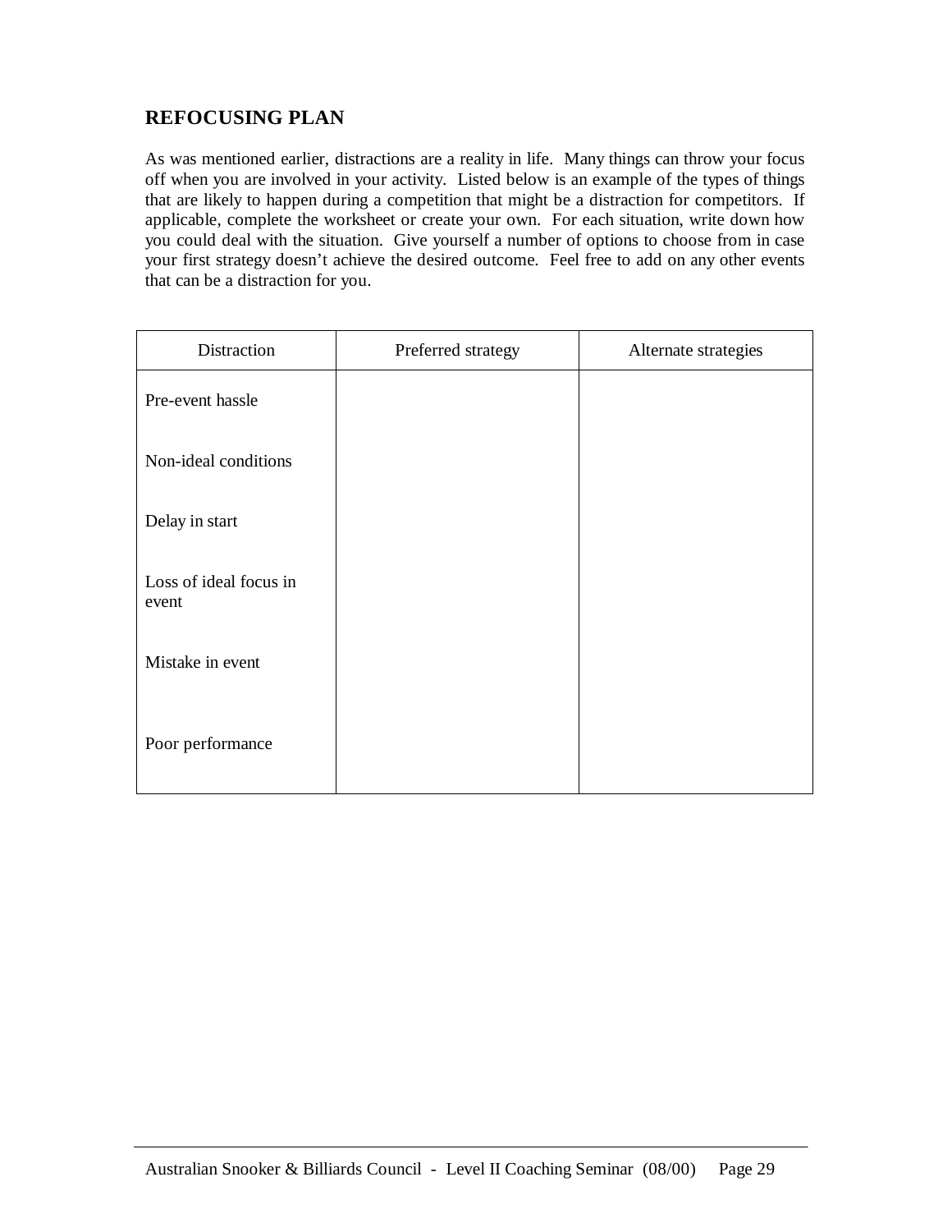## REFOCUSING PLAN

As was mentioned earlier, distractions are a reality in life. Many things can throw your focus off when you are involved in your activity. Listed below is an example of the types of things that are likely to happen during a competition that might be a distraction for competitors. If applicable, complete the worksheet or create your own. For each situation, write down how you could deal with the situation. Give yourself a number of options to choose from in case your first strategy doesn't achieve the desired outcome. Feel free to add on any other events that can be a distraction for you.

| Distraction | Preferred strategy | Alternate strategies |
|---|---|---|
| Pre-event hassle | | |
| Non-ideal conditions | | |
| Delay in start | | |
| Loss of ideal focus in event | | |
| Mistake in event | | |
| Poor performance | | |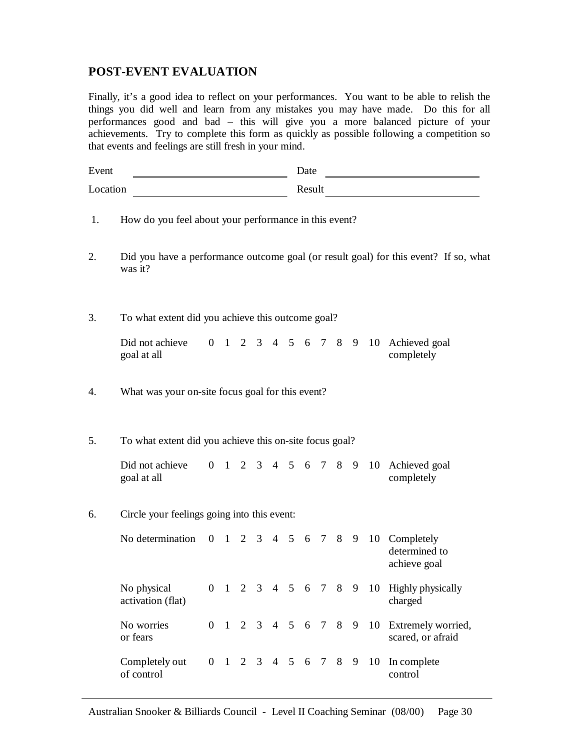## POST-EVENT EVALUATION

Finally, it's a good idea to reflect on your performances. You want to be able to relish the things you did well and learn from any mistakes you may have made. Do this for all performances good and bad – this will give you a more balanced picture of your achievements. Try to complete this form as quickly as possible following a competition so that events and feelings are still fresh in your mind.

Event ______________________________ Date ______________________________

Location ______________________________ Result ______________________________

1. How do you feel about your performance in this event?

2. Did you have a performance outcome goal (or result goal) for this event? If so, what was it?

3. To what extent did you achieve this outcome goal?

| | | | | | | | | | | | | |
|---|---|---|---|---|---|---|---|---|---|---|---|---|
| Did not achieve goal at all | 0 | 1 | 2 | 3 | 4 | 5 | 6 | 7 | 8 | 9 | 10 | Achieved goal completely |

4. What was your on-site focus goal for this event?

5. To what extent did you achieve this on-site focus goal?

| | | | | | | | | | | | | |
|---|---|---|---|---|---|---|---|---|---|---|---|---|
| Did not achieve goal at all | 0 | 1 | 2 | 3 | 4 | 5 | 6 | 7 | 8 | 9 | 10 | Achieved goal completely |

6. Circle your feelings going into this event:

| | | | | | | | | | | | | |
|---|---|---|---|---|---|---|---|---|---|---|---|---|
| No determination | 0 | 1 | 2 | 3 | 4 | 5 | 6 | 7 | 8 | 9 | 10 | Completely determined to achieve goal |
| No physical activation (flat) | 0 | 1 | 2 | 3 | 4 | 5 | 6 | 7 | 8 | 9 | 10 | Highly physically charged |
| No worries or fears | 0 | 1 | 2 | 3 | 4 | 5 | 6 | 7 | 8 | 9 | 10 | Extremely worried, scared, or afraid |
| Completely out of control | 0 | 1 | 2 | 3 | 4 | 5 | 6 | 7 | 8 | 9 | 10 | In complete control |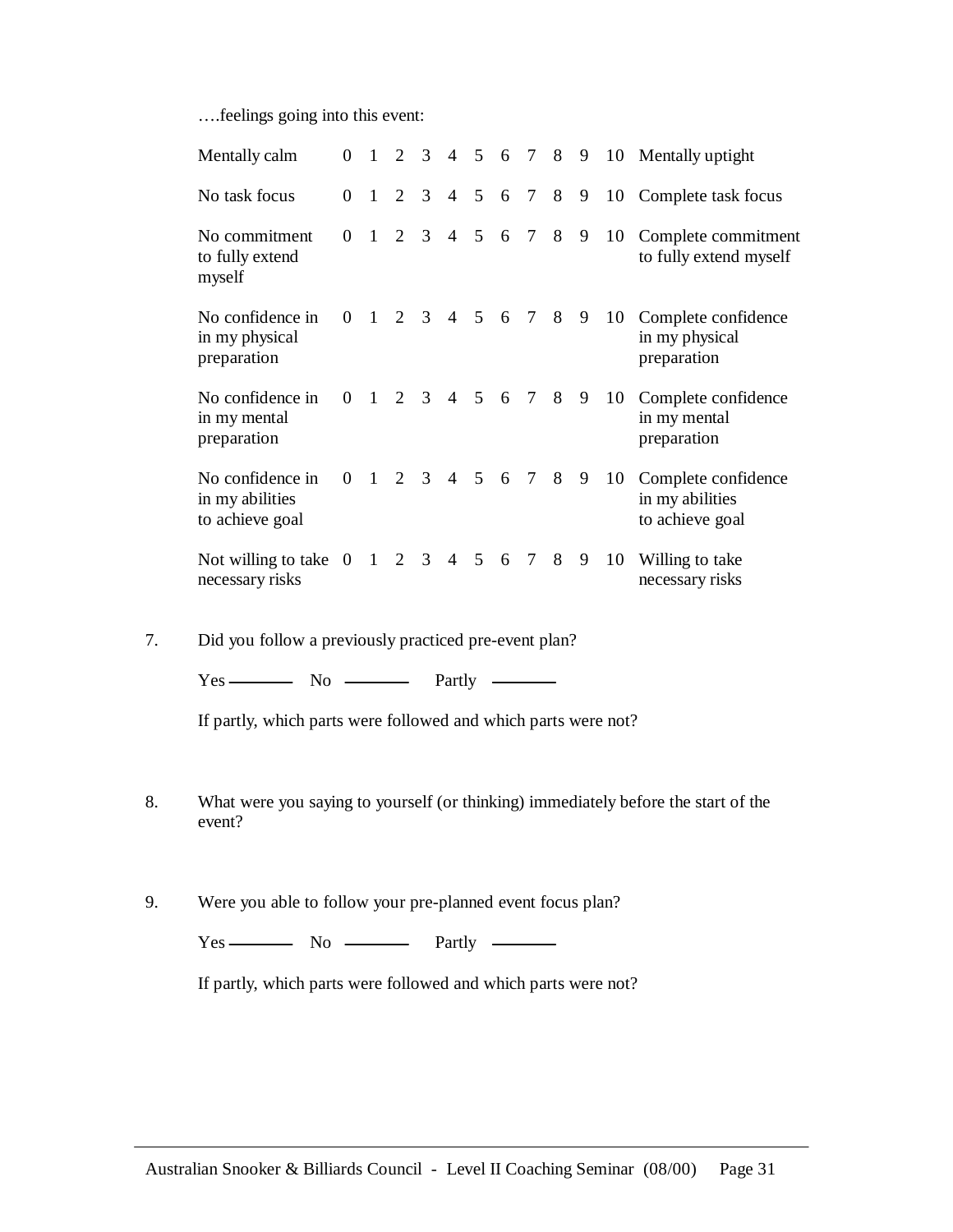….feelings going into this event:

| | | | | | | | | | | | | |
|---|---|---|---|---|---|---|---|---|---|---|---|---|
| Mentally calm | 0 | 1 | 2 | 3 | 4 | 5 | 6 | 7 | 8 | 9 | 10 | Mentally uptight |
| No task focus | 0 | 1 | 2 | 3 | 4 | 5 | 6 | 7 | 8 | 9 | 10 | Complete task focus |
| No commitment to fully extend myself | 0 | 1 | 2 | 3 | 4 | 5 | 6 | 7 | 8 | 9 | 10 | Complete commitment to fully extend myself |
| No confidence in in my physical preparation | 0 | 1 | 2 | 3 | 4 | 5 | 6 | 7 | 8 | 9 | 10 | Complete confidence in my physical preparation |
| No confidence in in my mental preparation | 0 | 1 | 2 | 3 | 4 | 5 | 6 | 7 | 8 | 9 | 10 | Complete confidence in my mental preparation |
| No confidence in in my abilities to achieve goal | 0 | 1 | 2 | 3 | 4 | 5 | 6 | 7 | 8 | 9 | 10 | Complete confidence in my abilities to achieve goal |
| Not willing to take necessary risks | 0 | 1 | 2 | 3 | 4 | 5 | 6 | 7 | 8 | 9 | 10 | Willing to take necessary risks |

7. Did you follow a previously practiced pre-event plan?

   Yes ________ No ________ Partly ________

   If partly, which parts were followed and which parts were not?

8. What were you saying to yourself (or thinking) immediately before the start of the event?

9. Were you able to follow your pre-planned event focus plan?

   Yes ________ No ________ Partly ________

   If partly, which parts were followed and which parts were not?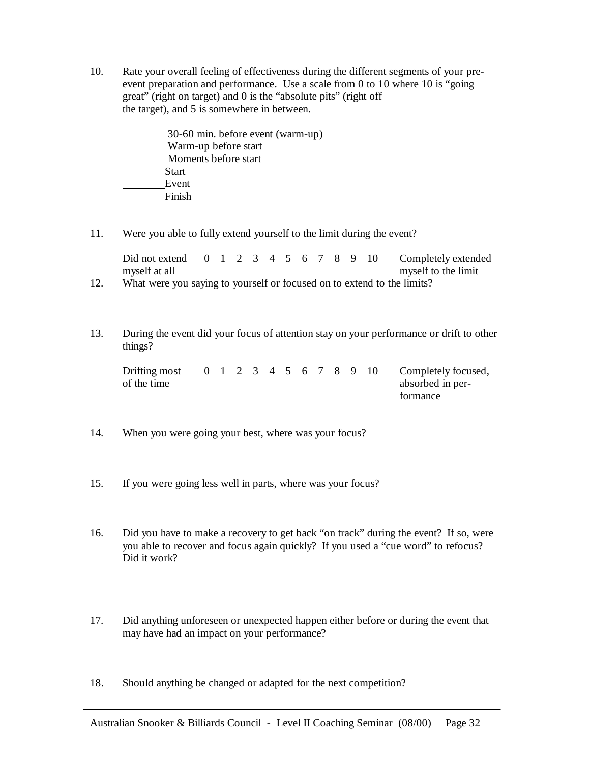10. Rate your overall feeling of effectiveness during the different segments of your pre-event preparation and performance. Use a scale from 0 to 10 where 10 is "going great" (right on target) and 0 is the "absolute pits" (right off the target), and 5 is somewhere in between.

    ________30-60 min. before event (warm-up)
    ________Warm-up before start
    ________Moments before start
    ________Start
    ________Event
    ________Finish

11. Were you able to fully extend yourself to the limit during the event?

    Did not extend myself at all   0 1 2 3 4 5 6 7 8 9 10   Completely extended myself to the limit

12. What were you saying to yourself or focused on to extend to the limits?

13. During the event did your focus of attention stay on your performance or drift to other things?

    Drifting most of the time   0 1 2 3 4 5 6 7 8 9 10   Completely focused, absorbed in performance

14. When you were going your best, where was your focus?

15. If you were going less well in parts, where was your focus?

16. Did you have to make a recovery to get back "on track" during the event? If so, were you able to recover and focus again quickly? If you used a "cue word" to refocus? Did it work?

17. Did anything unforeseen or unexpected happen either before or during the event that may have had an impact on your performance?

18. Should anything be changed or adapted for the next competition?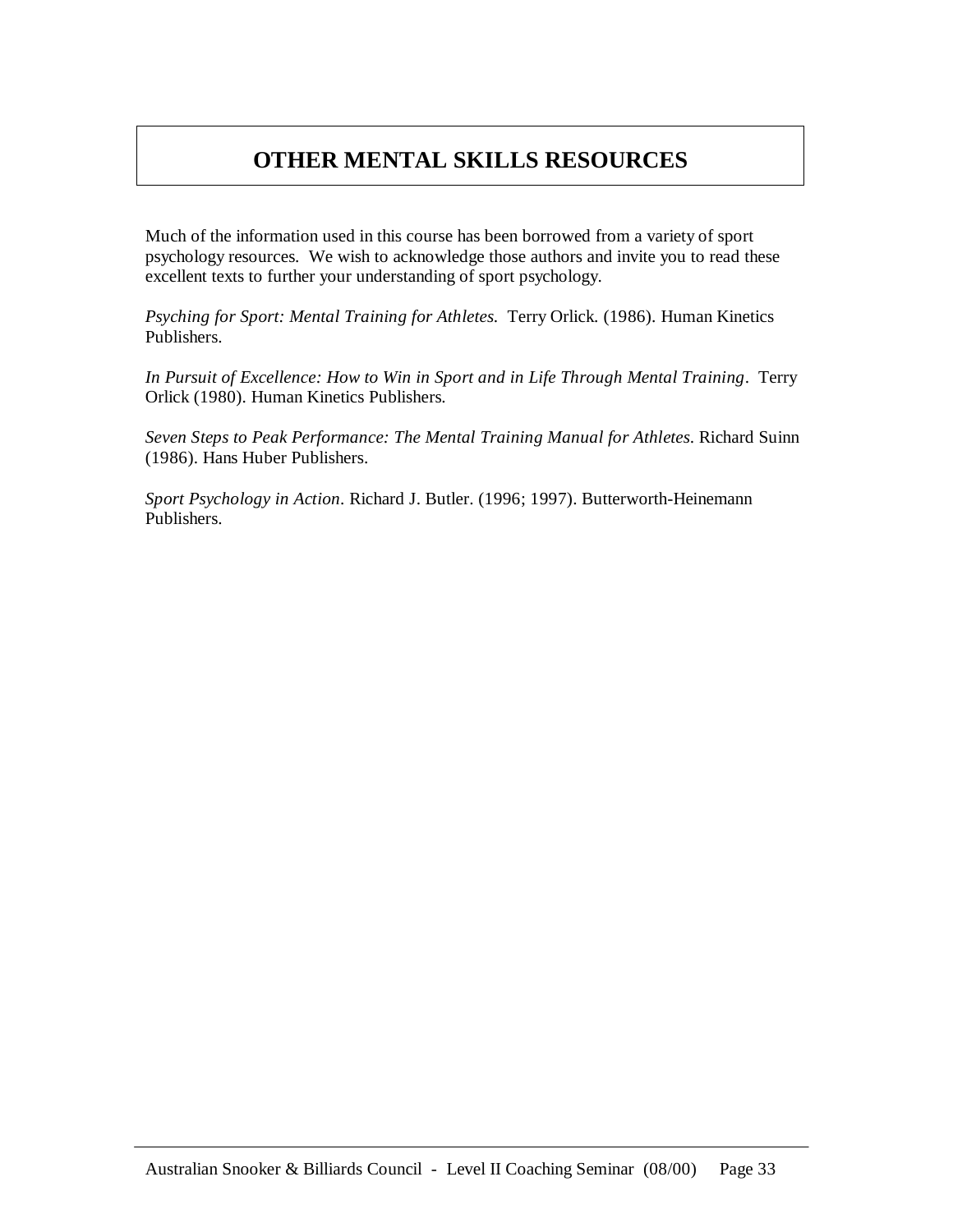# OTHER MENTAL SKILLS RESOURCES

Much of the information used in this course has been borrowed from a variety of sport psychology resources. We wish to acknowledge those authors and invite you to read these excellent texts to further your understanding of sport psychology.

*Psyching for Sport: Mental Training for Athletes.* Terry Orlick. (1986). Human Kinetics Publishers.

*In Pursuit of Excellence: How to Win in Sport and in Life Through Mental Training*. Terry Orlick (1980). Human Kinetics Publishers.

*Seven Steps to Peak Performance: The Mental Training Manual for Athletes*. Richard Suinn (1986). Hans Huber Publishers.

*Sport Psychology in Action*. Richard J. Butler. (1996; 1997). Butterworth-Heinemann Publishers.